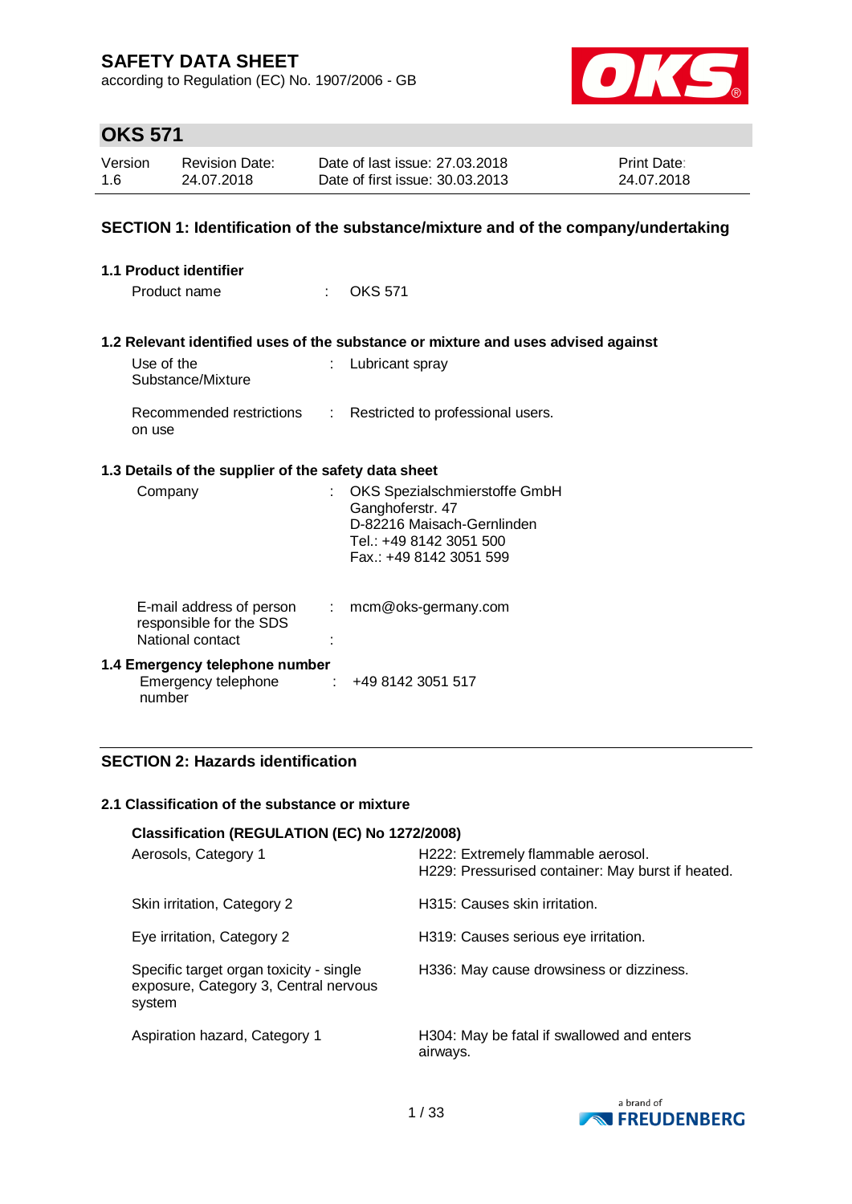# SAFETY DATA SHEET

according to Regulation (EC) No. 1907/2006 - GB

## OKS 571

| Version | Revision Date: | Date of last issue: 27.03.2018 | Print Date: |
|---|---|---|---|
| 1.6 | 24.07.2018 | Date of first issue: 30.03.2013 | 24.07.2018 |

## SECTION 1: Identification of the substance/mixture and of the company/undertaking

### 1.1 Product identifier

Product name : OKS 571

### 1.2 Relevant identified uses of the substance or mixture and uses advised against

Use of the Substance/Mixture : Lubricant spray

Recommended restrictions on use : Restricted to professional users.

### 1.3 Details of the supplier of the safety data sheet

Company : OKS Spezialschmierstoffe GmbH
Ganghoferstr. 47
D-82216 Maisach-Gernlinden
Tel.: +49 8142 3051 500
Fax.: +49 8142 3051 599

E-mail address of person responsible for the SDS : mcm@oks-germany.com

National contact :

### 1.4 Emergency telephone number

Emergency telephone number : +49 8142 3051 517

## SECTION 2: Hazards identification

### 2.1 Classification of the substance or mixture

**Classification (REGULATION (EC) No 1272/2008)**

| | |
|---|---|
| Aerosols, Category 1 | H222: Extremely flammable aerosol.<br>H229: Pressurised container: May burst if heated. |
| Skin irritation, Category 2 | H315: Causes skin irritation. |
| Eye irritation, Category 2 | H319: Causes serious eye irritation. |
| Specific target organ toxicity - single exposure, Category 3, Central nervous system | H336: May cause drowsiness or dizziness. |
| Aspiration hazard, Category 1 | H304: May be fatal if swallowed and enters airways. |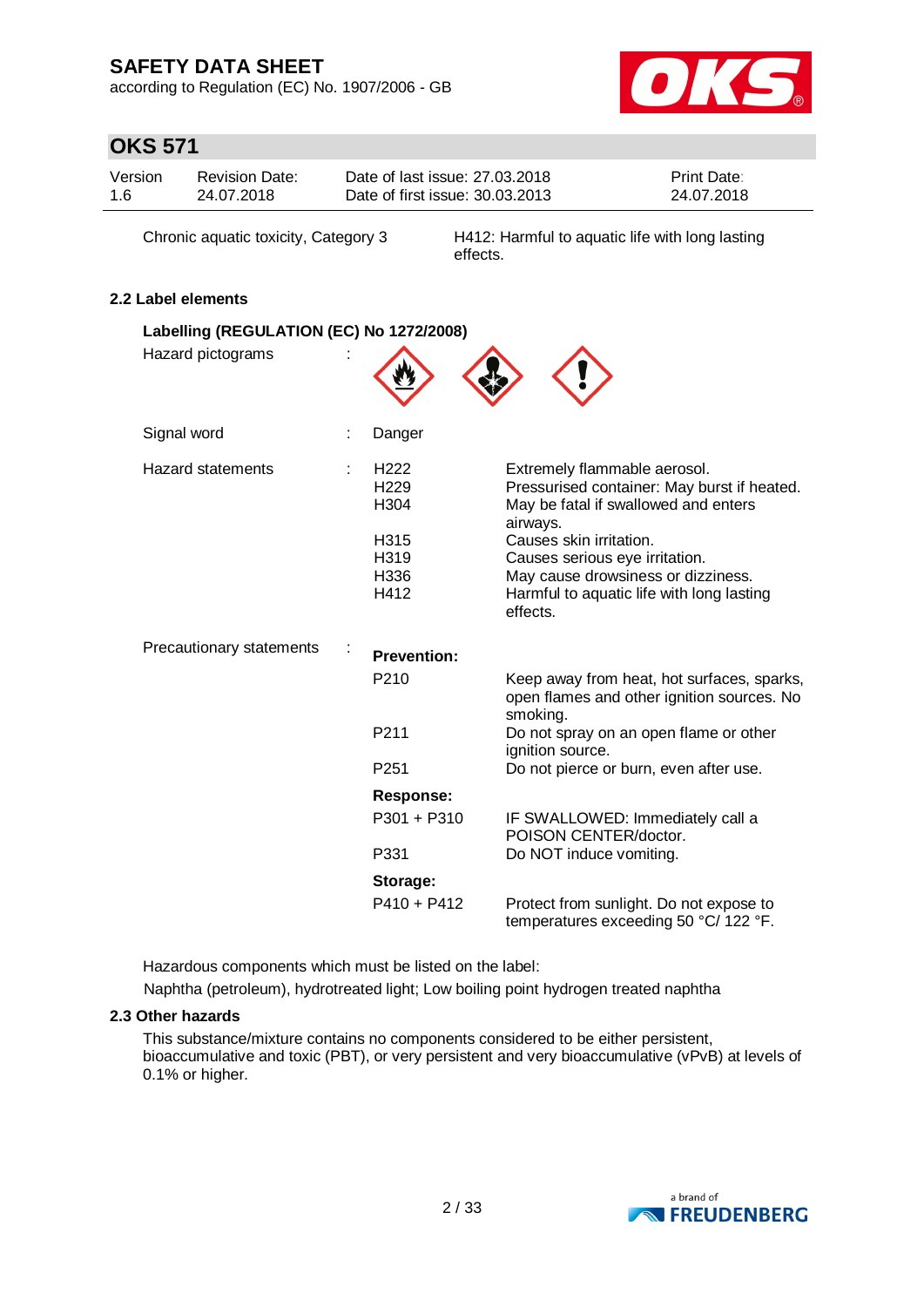Chronic aquatic toxicity, Category 3 — H412: Harmful to aquatic life with long lasting effects.

### 2.2 Label elements

**Labelling (REGULATION (EC) No 1272/2008)**

Hazard pictograms :

Signal word : Danger

Hazard statements :

| | |
|---|---|
| H222 | Extremely flammable aerosol. |
| H229 | Pressurised container: May burst if heated. |
| H304 | May be fatal if swallowed and enters airways. |
| H315 | Causes skin irritation. |
| H319 | Causes serious eye irritation. |
| H336 | May cause drowsiness or dizziness. |
| H412 | Harmful to aquatic life with long lasting effects. |

Precautionary statements :

**Prevention:**

| | |
|---|---|
| P210 | Keep away from heat, hot surfaces, sparks, open flames and other ignition sources. No smoking. |
| P211 | Do not spray on an open flame or other ignition source. |
| P251 | Do not pierce or burn, even after use. |

**Response:**

| | |
|---|---|
| P301 + P310 | IF SWALLOWED: Immediately call a POISON CENTER/doctor. |
| P331 | Do NOT induce vomiting. |

**Storage:**

| | |
|---|---|
| P410 + P412 | Protect from sunlight. Do not expose to temperatures exceeding 50 °C/ 122 °F. |

Hazardous components which must be listed on the label:

Naphtha (petroleum), hydrotreated light; Low boiling point hydrogen treated naphtha

### 2.3 Other hazards

This substance/mixture contains no components considered to be either persistent, bioaccumulative and toxic (PBT), or very persistent and very bioaccumulative (vPvB) at levels of 0.1% or higher.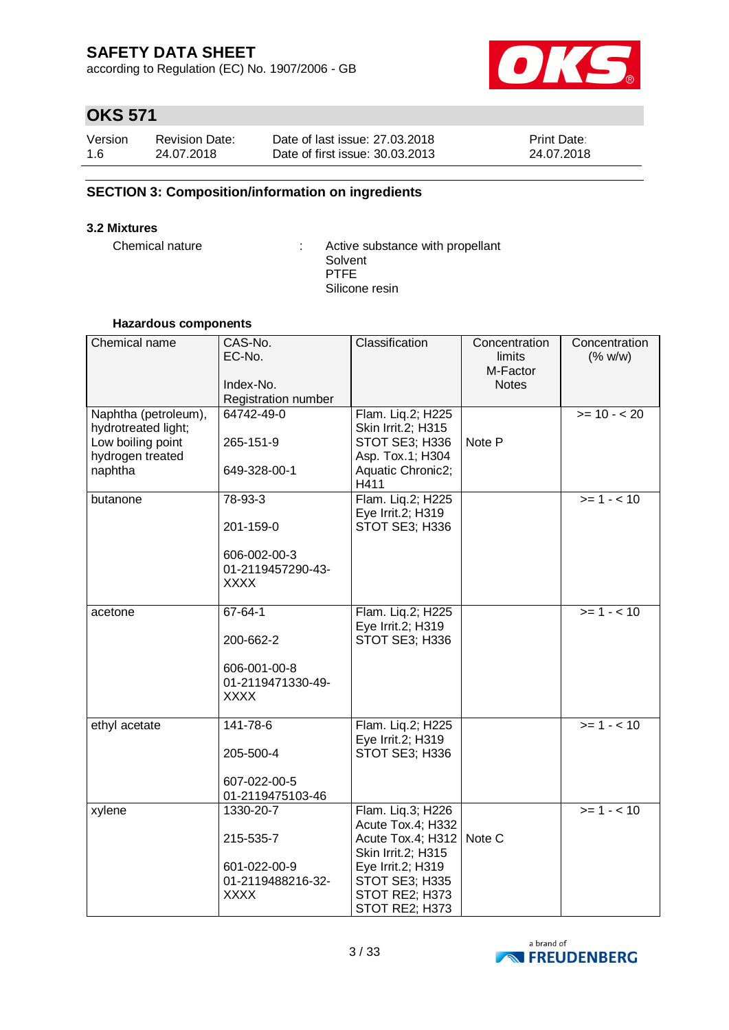## SECTION 3: Composition/information on ingredients

### 3.2 Mixtures

Chemical nature : Active substance with propellant
Solvent
PTFE
Silicone resin

**Hazardous components**

| Chemical name | CAS-No.<br>EC-No.<br><br>Index-No.<br>Registration number | Classification | Concentration limits<br>M-Factor<br>Notes | Concentration (% w/w) |
|---|---|---|---|---|
| Naphtha (petroleum), hydrotreated light; Low boiling point hydrogen treated naphtha | 64742-49-0<br><br>265-151-9<br><br>649-328-00-1 | Flam. Liq.2; H225<br>Skin Irrit.2; H315<br>STOT SE3; H336<br>Asp. Tox.1; H304<br>Aquatic Chronic2; H411 | Note P | >= 10 - < 20 |
| butanone | 78-93-3<br><br>201-159-0<br><br>606-002-00-3<br>01-2119457290-43-XXXX | Flam. Liq.2; H225<br>Eye Irrit.2; H319<br>STOT SE3; H336 | | >= 1 - < 10 |
| acetone | 67-64-1<br><br>200-662-2<br><br>606-001-00-8<br>01-2119471330-49-XXXX | Flam. Liq.2; H225<br>Eye Irrit.2; H319<br>STOT SE3; H336 | | >= 1 - < 10 |
| ethyl acetate | 141-78-6<br><br>205-500-4<br><br>607-022-00-5<br>01-2119475103-46 | Flam. Liq.2; H225<br>Eye Irrit.2; H319<br>STOT SE3; H336 | | >= 1 - < 10 |
| xylene | 1330-20-7<br><br>215-535-7<br><br>601-022-00-9<br>01-2119488216-32-XXXX | Flam. Liq.3; H226<br>Acute Tox.4; H332<br>Acute Tox.4; H312<br>Skin Irrit.2; H315<br>Eye Irrit.2; H319<br>STOT SE3; H335<br>STOT RE2; H373<br>STOT RE2; H373 | Note C | >= 1 - < 10 |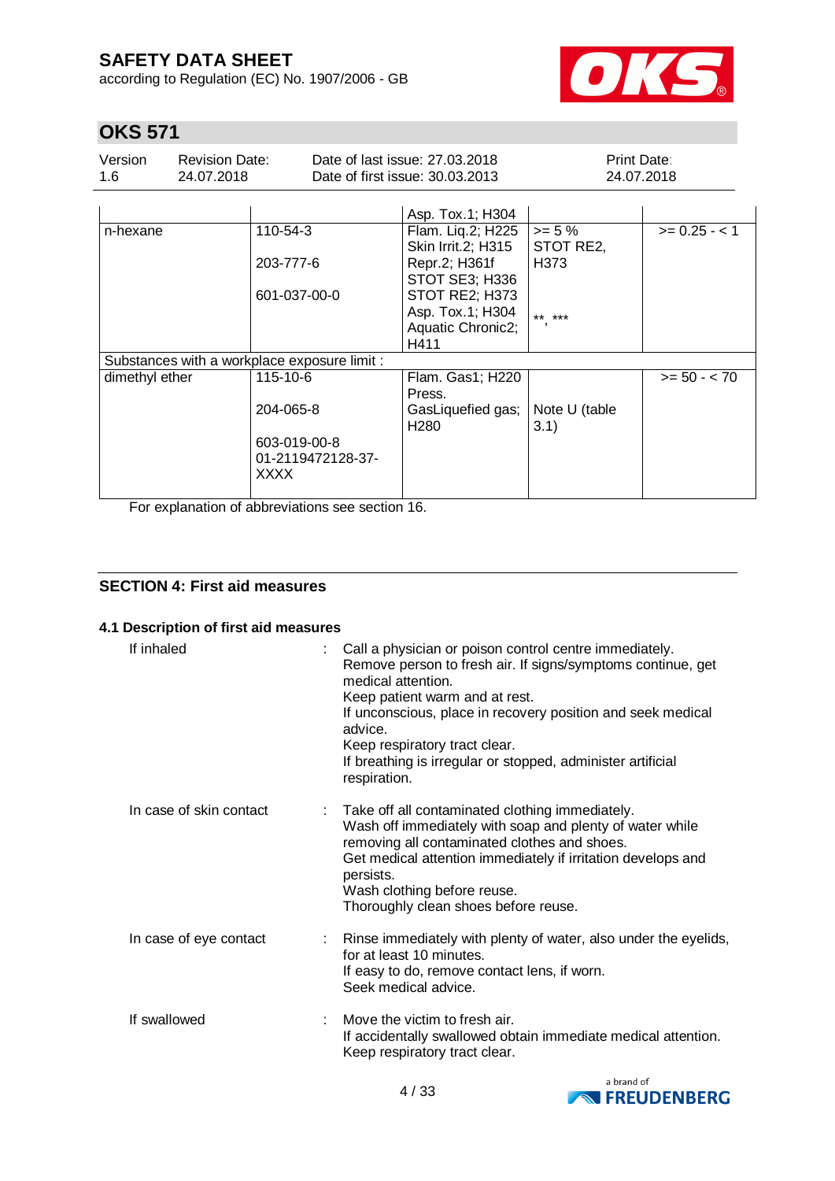| | | | | |
|---|---|---|---|---|
| | | Asp. Tox.1; H304 | | |
| n-hexane | 110-54-3<br><br>203-777-6<br><br>601-037-00-0 | Flam. Liq.2; H225<br>Skin Irrit.2; H315<br>Repr.2; H361f<br>STOT SE3; H336<br>STOT RE2; H373<br>Asp. Tox.1; H304<br>Aquatic Chronic2; H411 | >= 5 %<br>STOT RE2, H373<br><br>**, *** | >= 0.25 - < 1 |
| Substances with a workplace exposure limit : | | | | |
| dimethyl ether | 115-10-6<br><br>204-065-8<br><br>603-019-00-8<br>01-2119472128-37-XXXX | Flam. Gas1; H220<br>Press. GasLiquefied gas; H280 | Note U (table 3.1) | >= 50 - < 70 |

For explanation of abbreviations see section 16.

## SECTION 4: First aid measures

### 4.1 Description of first aid measures

If inhaled : Call a physician or poison control centre immediately.
Remove person to fresh air. If signs/symptoms continue, get medical attention.
Keep patient warm and at rest.
If unconscious, place in recovery position and seek medical advice.
Keep respiratory tract clear.
If breathing is irregular or stopped, administer artificial respiration.

In case of skin contact : Take off all contaminated clothing immediately.
Wash off immediately with soap and plenty of water while removing all contaminated clothes and shoes.
Get medical attention immediately if irritation develops and persists.
Wash clothing before reuse.
Thoroughly clean shoes before reuse.

In case of eye contact : Rinse immediately with plenty of water, also under the eyelids, for at least 10 minutes.
If easy to do, remove contact lens, if worn.
Seek medical advice.

If swallowed : Move the victim to fresh air.
If accidentally swallowed obtain immediate medical attention.
Keep respiratory tract clear.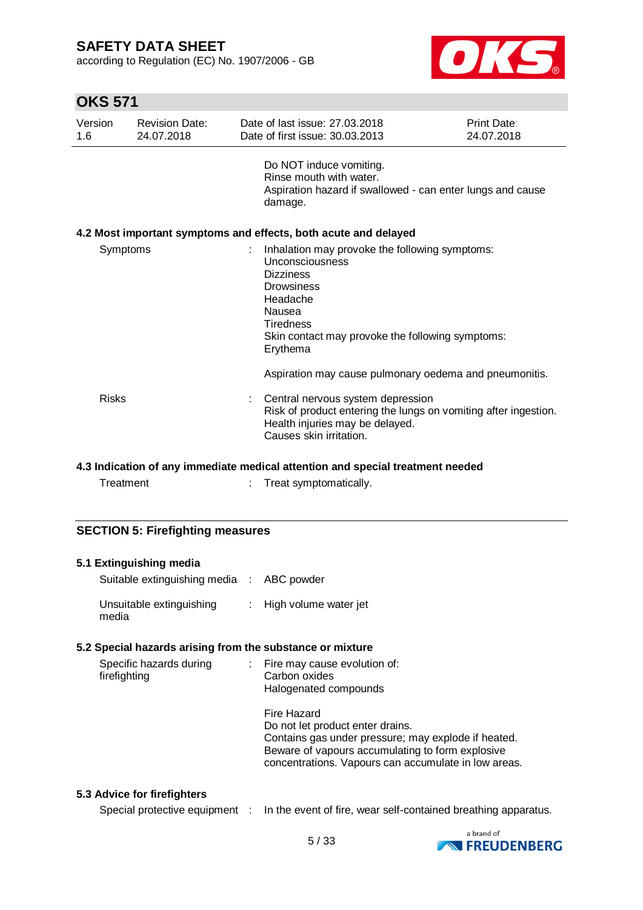Do NOT induce vomiting.
Rinse mouth with water.
Aspiration hazard if swallowed - can enter lungs and cause damage.

### 4.2 Most important symptoms and effects, both acute and delayed

| | | |
|---|---|---|
| Symptoms | : | Inhalation may provoke the following symptoms:<br>Unconsciousness<br>Dizziness<br>Drowsiness<br>Headache<br>Nausea<br>Tiredness<br>Skin contact may provoke the following symptoms:<br>Erythema<br><br>Aspiration may cause pulmonary oedema and pneumonitis. |
| Risks | : | Central nervous system depression<br>Risk of product entering the lungs on vomiting after ingestion.<br>Health injuries may be delayed.<br>Causes skin irritation. |

### 4.3 Indication of any immediate medical attention and special treatment needed

| | | |
|---|---|---|
| Treatment | : | Treat symptomatically. |

## SECTION 5: Firefighting measures

### 5.1 Extinguishing media

| | | |
|---|---|---|
| Suitable extinguishing media | : | ABC powder |
| Unsuitable extinguishing media | : | High volume water jet |

### 5.2 Special hazards arising from the substance or mixture

| | | |
|---|---|---|
| Specific hazards during firefighting | : | Fire may cause evolution of:<br>Carbon oxides<br>Halogenated compounds<br><br>Fire Hazard<br>Do not let product enter drains.<br>Contains gas under pressure; may explode if heated.<br>Beware of vapours accumulating to form explosive concentrations. Vapours can accumulate in low areas. |

### 5.3 Advice for firefighters

| | | |
|---|---|---|
| Special protective equipment | : | In the event of fire, wear self-contained breathing apparatus. |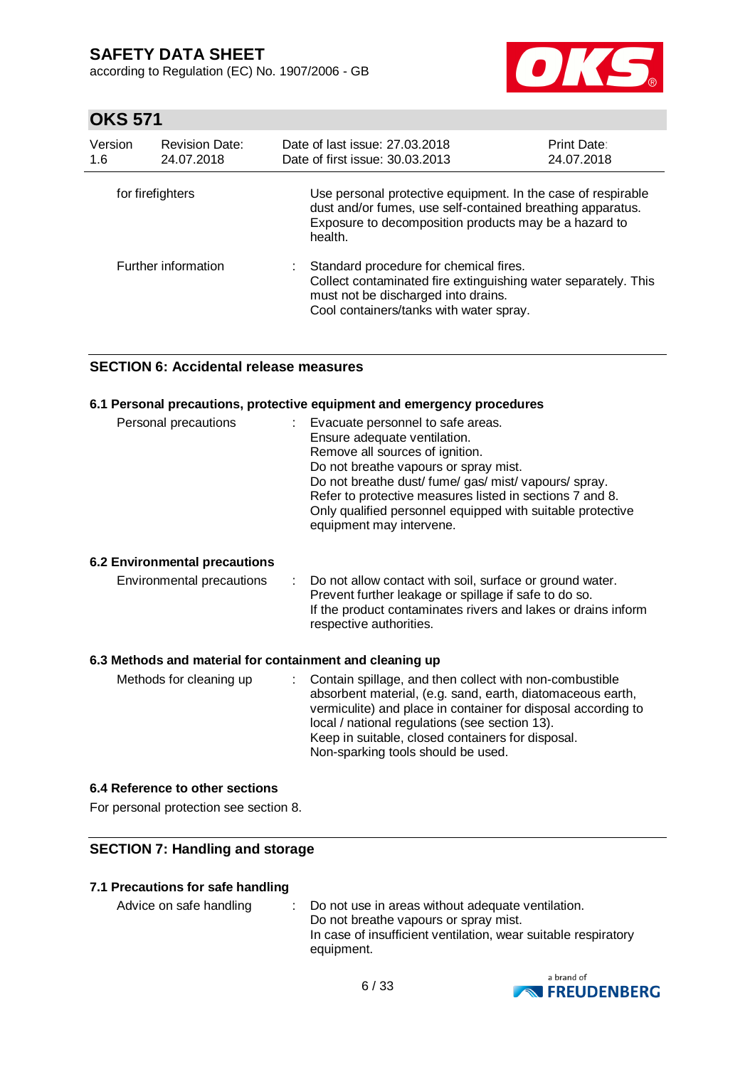| | | |
|---|---|---|
| for firefighters | | Use personal protective equipment. In the case of respirable dust and/or fumes, use self-contained breathing apparatus. Exposure to decomposition products may be a hazard to health. |
| Further information | : | Standard procedure for chemical fires.<br>Collect contaminated fire extinguishing water separately. This must not be discharged into drains.<br>Cool containers/tanks with water spray. |

## SECTION 6: Accidental release measures

### 6.1 Personal precautions, protective equipment and emergency procedures

| | | |
|---|---|---|
| Personal precautions | : | Evacuate personnel to safe areas.<br>Ensure adequate ventilation.<br>Remove all sources of ignition.<br>Do not breathe vapours or spray mist.<br>Do not breathe dust/ fume/ gas/ mist/ vapours/ spray.<br>Refer to protective measures listed in sections 7 and 8.<br>Only qualified personnel equipped with suitable protective equipment may intervene. |

### 6.2 Environmental precautions

| | | |
|---|---|---|
| Environmental precautions | : | Do not allow contact with soil, surface or ground water.<br>Prevent further leakage or spillage if safe to do so.<br>If the product contaminates rivers and lakes or drains inform respective authorities. |

### 6.3 Methods and material for containment and cleaning up

| | | |
|---|---|---|
| Methods for cleaning up | : | Contain spillage, and then collect with non-combustible absorbent material, (e.g. sand, earth, diatomaceous earth, vermiculite) and place in container for disposal according to local / national regulations (see section 13).<br>Keep in suitable, closed containers for disposal.<br>Non-sparking tools should be used. |

### 6.4 Reference to other sections

For personal protection see section 8.

## SECTION 7: Handling and storage

### 7.1 Precautions for safe handling

| | | |
|---|---|---|
| Advice on safe handling | : | Do not use in areas without adequate ventilation.<br>Do not breathe vapours or spray mist.<br>In case of insufficient ventilation, wear suitable respiratory equipment. |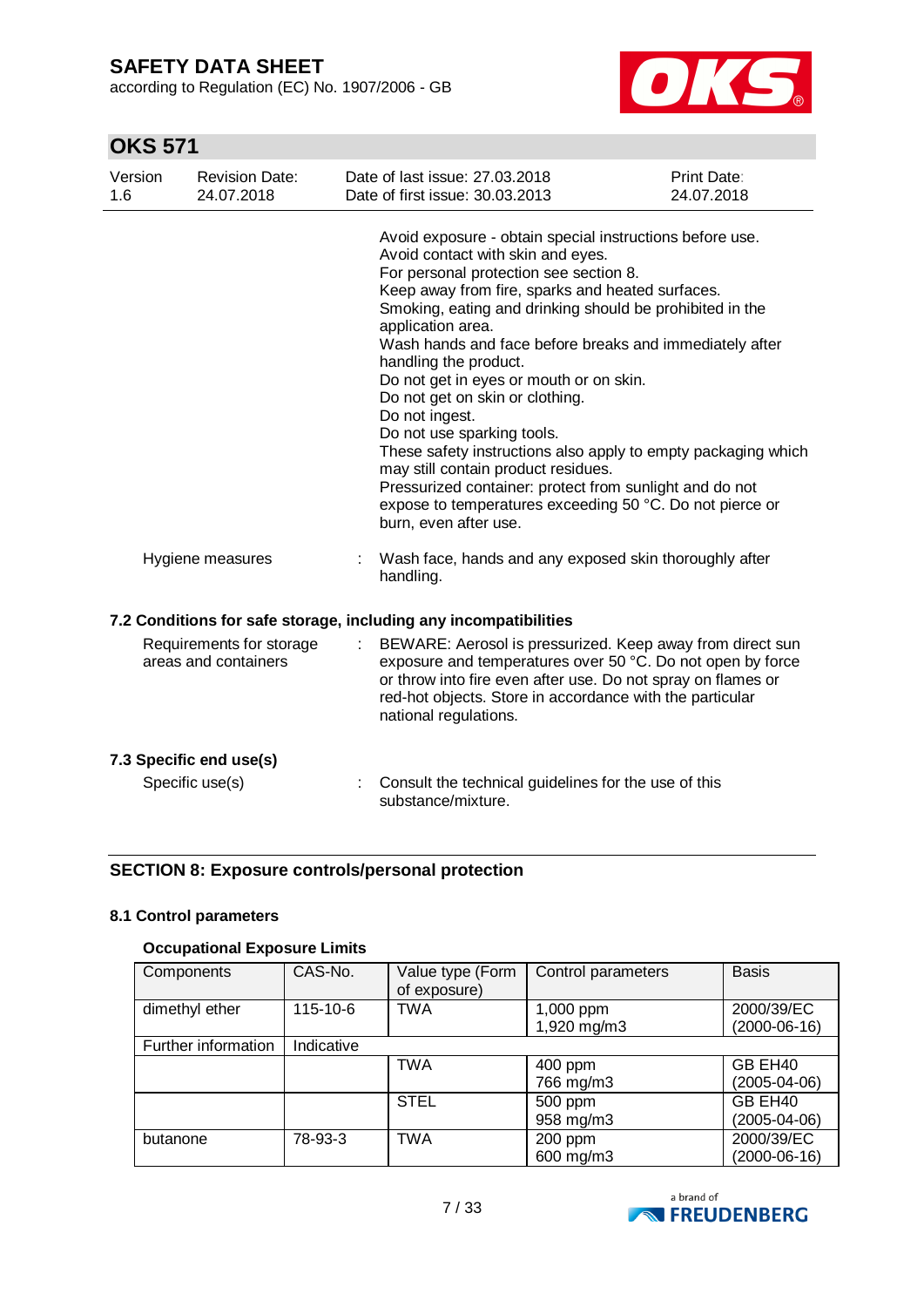Avoid exposure - obtain special instructions before use.
Avoid contact with skin and eyes.
For personal protection see section 8.
Keep away from fire, sparks and heated surfaces.
Smoking, eating and drinking should be prohibited in the application area.
Wash hands and face before breaks and immediately after handling the product.
Do not get in eyes or mouth or on skin.
Do not get on skin or clothing.
Do not ingest.
Do not use sparking tools.
These safety instructions also apply to empty packaging which may still contain product residues.
Pressurized container: protect from sunlight and do not expose to temperatures exceeding 50 °C. Do not pierce or burn, even after use.

Hygiene measures : Wash face, hands and any exposed skin thoroughly after handling.

### 7.2 Conditions for safe storage, including any incompatibilities

Requirements for storage areas and containers : BEWARE: Aerosol is pressurized. Keep away from direct sun exposure and temperatures over 50 °C. Do not open by force or throw into fire even after use. Do not spray on flames or red-hot objects. Store in accordance with the particular national regulations.

### 7.3 Specific end use(s)

Specific use(s) : Consult the technical guidelines for the use of this substance/mixture.

## SECTION 8: Exposure controls/personal protection

### 8.1 Control parameters

#### Occupational Exposure Limits

| Components | CAS-No. | Value type (Form of exposure) | Control parameters | Basis |
|---|---|---|---|---|
| dimethyl ether | 115-10-6 | TWA | 1,000 ppm<br>1,920 mg/m3 | 2000/39/EC (2000-06-16) |
| Further information | Indicative | | | |
| | | TWA | 400 ppm<br>766 mg/m3 | GB EH40 (2005-04-06) |
| | | STEL | 500 ppm<br>958 mg/m3 | GB EH40 (2005-04-06) |
| butanone | 78-93-3 | TWA | 200 ppm<br>600 mg/m3 | 2000/39/EC (2000-06-16) |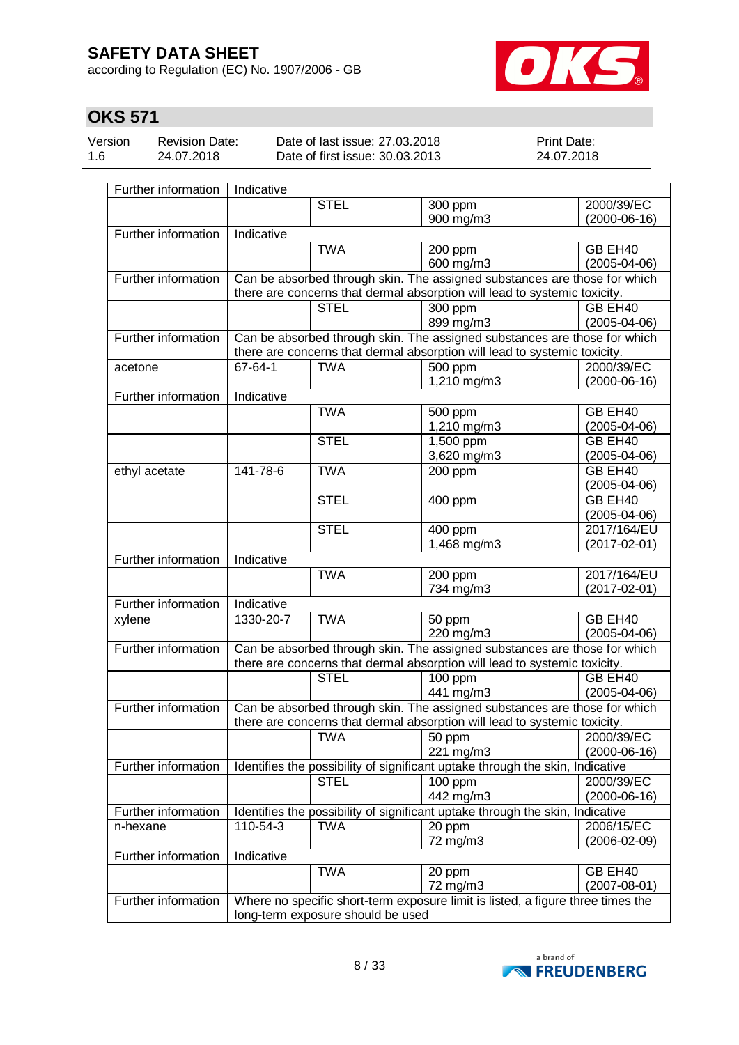## OKS 571

| Version 1.6 | Revision Date: 24.07.2018 | Date of last issue: 27.03.2018<br>Date of first issue: 30.03.2013 | Print Date: 24.07.2018 |
|---|---|---|---|

| | | | | |
|---|---|---|---|---|
| Further information | Indicative | | | |
| | | STEL | 300 ppm<br>900 mg/m3 | 2000/39/EC<br>(2000-06-16) |
| Further information | Indicative | | | |
| | | TWA | 200 ppm<br>600 mg/m3 | GB EH40<br>(2005-04-06) |
| Further information | Can be absorbed through skin. The assigned substances are those for which there are concerns that dermal absorption will lead to systemic toxicity. | | | |
| | | STEL | 300 ppm<br>899 mg/m3 | GB EH40<br>(2005-04-06) |
| Further information | Can be absorbed through skin. The assigned substances are those for which there are concerns that dermal absorption will lead to systemic toxicity. | | | |
| acetone | 67-64-1 | TWA | 500 ppm<br>1,210 mg/m3 | 2000/39/EC<br>(2000-06-16) |
| Further information | Indicative | | | |
| | | TWA | 500 ppm<br>1,210 mg/m3 | GB EH40<br>(2005-04-06) |
| | | STEL | 1,500 ppm<br>3,620 mg/m3 | GB EH40<br>(2005-04-06) |
| ethyl acetate | 141-78-6 | TWA | 200 ppm | GB EH40<br>(2005-04-06) |
| | | STEL | 400 ppm | GB EH40<br>(2005-04-06) |
| | | STEL | 400 ppm<br>1,468 mg/m3 | 2017/164/EU<br>(2017-02-01) |
| Further information | Indicative | | | |
| | | TWA | 200 ppm<br>734 mg/m3 | 2017/164/EU<br>(2017-02-01) |
| Further information | Indicative | | | |
| xylene | 1330-20-7 | TWA | 50 ppm<br>220 mg/m3 | GB EH40<br>(2005-04-06) |
| Further information | Can be absorbed through skin. The assigned substances are those for which there are concerns that dermal absorption will lead to systemic toxicity. | | | |
| | | STEL | 100 ppm<br>441 mg/m3 | GB EH40<br>(2005-04-06) |
| Further information | Can be absorbed through skin. The assigned substances are those for which there are concerns that dermal absorption will lead to systemic toxicity. | | | |
| | | TWA | 50 ppm<br>221 mg/m3 | 2000/39/EC<br>(2000-06-16) |
| Further information | Identifies the possibility of significant uptake through the skin, Indicative | | | |
| | | STEL | 100 ppm<br>442 mg/m3 | 2000/39/EC<br>(2000-06-16) |
| Further information | Identifies the possibility of significant uptake through the skin, Indicative | | | |
| n-hexane | 110-54-3 | TWA | 20 ppm<br>72 mg/m3 | 2006/15/EC<br>(2006-02-09) |
| Further information | Indicative | | | |
| | | TWA | 20 ppm<br>72 mg/m3 | GB EH40<br>(2007-08-01) |
| Further information | Where no specific short-term exposure limit is listed, a figure three times the long-term exposure should be used | | | |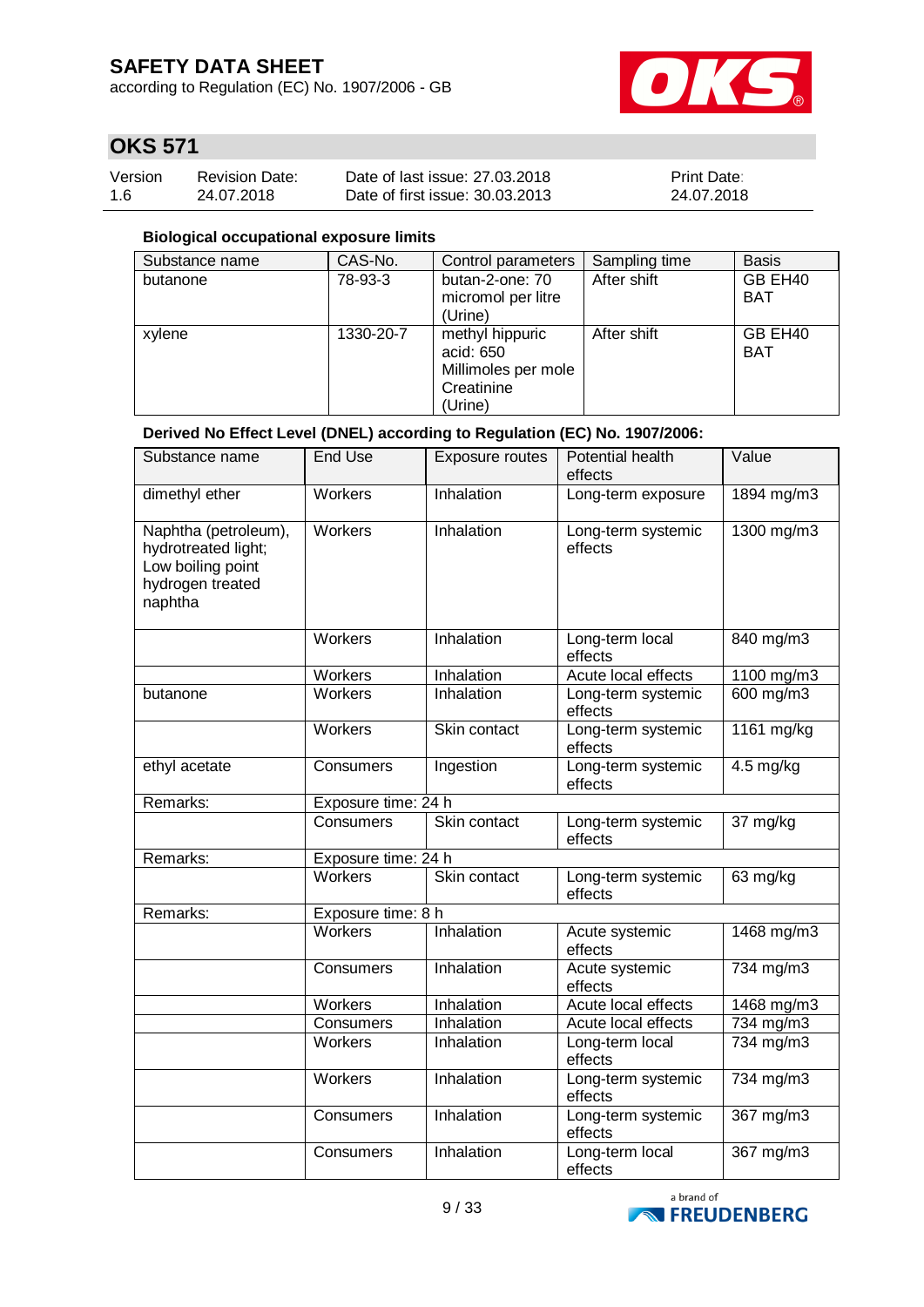**Biological occupational exposure limits**

| Substance name | CAS-No. | Control parameters | Sampling time | Basis |
|---|---|---|---|---|
| butanone | 78-93-3 | butan-2-one: 70 micromol per litre (Urine) | After shift | GB EH40 BAT |
| xylene | 1330-20-7 | methyl hippuric acid: 650 Millimoles per mole Creatinine (Urine) | After shift | GB EH40 BAT |

**Derived No Effect Level (DNEL) according to Regulation (EC) No. 1907/2006:**

| Substance name | End Use | Exposure routes | Potential health effects | Value |
|---|---|---|---|---|
| dimethyl ether | Workers | Inhalation | Long-term exposure | 1894 mg/m3 |
| Naphtha (petroleum), hydrotreated light; Low boiling point hydrogen treated naphtha | Workers | Inhalation | Long-term systemic effects | 1300 mg/m3 |
| | Workers | Inhalation | Long-term local effects | 840 mg/m3 |
| | Workers | Inhalation | Acute local effects | 1100 mg/m3 |
| butanone | Workers | Inhalation | Long-term systemic effects | 600 mg/m3 |
| | Workers | Skin contact | Long-term systemic effects | 1161 mg/kg |
| ethyl acetate | Consumers | Ingestion | Long-term systemic effects | 4.5 mg/kg |
| Remarks: | Exposure time: 24 h | | | |
| | Consumers | Skin contact | Long-term systemic effects | 37 mg/kg |
| Remarks: | Exposure time: 24 h | | | |
| | Workers | Skin contact | Long-term systemic effects | 63 mg/kg |
| Remarks: | Exposure time: 8 h | | | |
| | Workers | Inhalation | Acute systemic effects | 1468 mg/m3 |
| | Consumers | Inhalation | Acute systemic effects | 734 mg/m3 |
| | Workers | Inhalation | Acute local effects | 1468 mg/m3 |
| | Consumers | Inhalation | Acute local effects | 734 mg/m3 |
| | Workers | Inhalation | Long-term local effects | 734 mg/m3 |
| | Workers | Inhalation | Long-term systemic effects | 734 mg/m3 |
| | Consumers | Inhalation | Long-term systemic effects | 367 mg/m3 |
| | Consumers | Inhalation | Long-term local effects | 367 mg/m3 |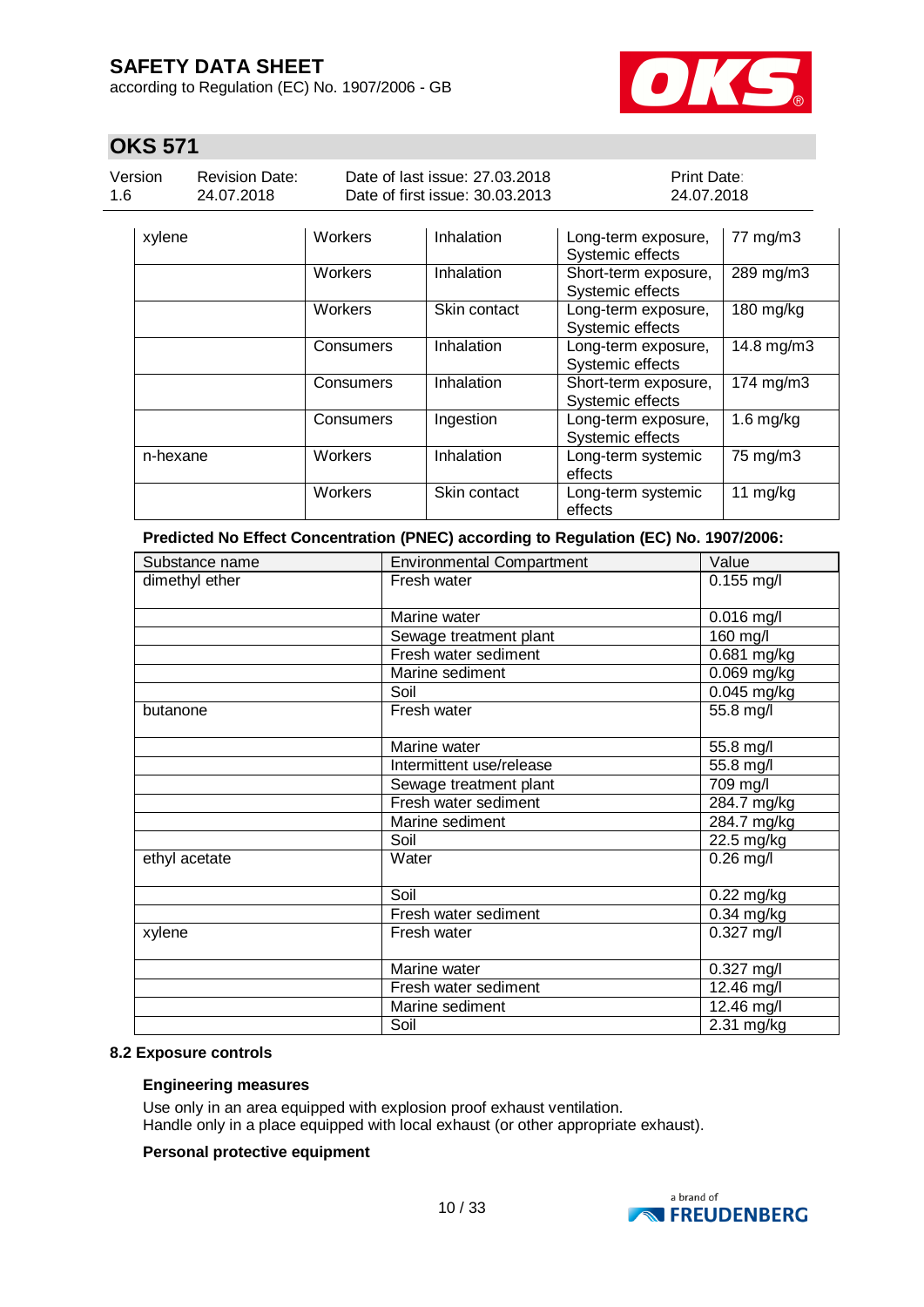| | | | | |
|---|---|---|---|---|
| xylene | Workers | Inhalation | Long-term exposure, Systemic effects | 77 mg/m3 |
| | Workers | Inhalation | Short-term exposure, Systemic effects | 289 mg/m3 |
| | Workers | Skin contact | Long-term exposure, Systemic effects | 180 mg/kg |
| | Consumers | Inhalation | Long-term exposure, Systemic effects | 14.8 mg/m3 |
| | Consumers | Inhalation | Short-term exposure, Systemic effects | 174 mg/m3 |
| | Consumers | Ingestion | Long-term exposure, Systemic effects | 1.6 mg/kg |
| n-hexane | Workers | Inhalation | Long-term systemic effects | 75 mg/m3 |
| | Workers | Skin contact | Long-term systemic effects | 11 mg/kg |

**Predicted No Effect Concentration (PNEC) according to Regulation (EC) No. 1907/2006:**

| Substance name | Environmental Compartment | Value |
|---|---|---|
| dimethyl ether | Fresh water | 0.155 mg/l |
| | Marine water | 0.016 mg/l |
| | Sewage treatment plant | 160 mg/l |
| | Fresh water sediment | 0.681 mg/kg |
| | Marine sediment | 0.069 mg/kg |
| | Soil | 0.045 mg/kg |
| butanone | Fresh water | 55.8 mg/l |
| | Marine water | 55.8 mg/l |
| | Intermittent use/release | 55.8 mg/l |
| | Sewage treatment plant | 709 mg/l |
| | Fresh water sediment | 284.7 mg/kg |
| | Marine sediment | 284.7 mg/kg |
| | Soil | 22.5 mg/kg |
| ethyl acetate | Water | 0.26 mg/l |
| | Soil | 0.22 mg/kg |
| | Fresh water sediment | 0.34 mg/kg |
| xylene | Fresh water | 0.327 mg/l |
| | Marine water | 0.327 mg/l |
| | Fresh water sediment | 12.46 mg/l |
| | Marine sediment | 12.46 mg/l |
| | Soil | 2.31 mg/kg |

**8.2 Exposure controls**

**Engineering measures**

Use only in an area equipped with explosion proof exhaust ventilation.
Handle only in a place equipped with local exhaust (or other appropriate exhaust).

**Personal protective equipment**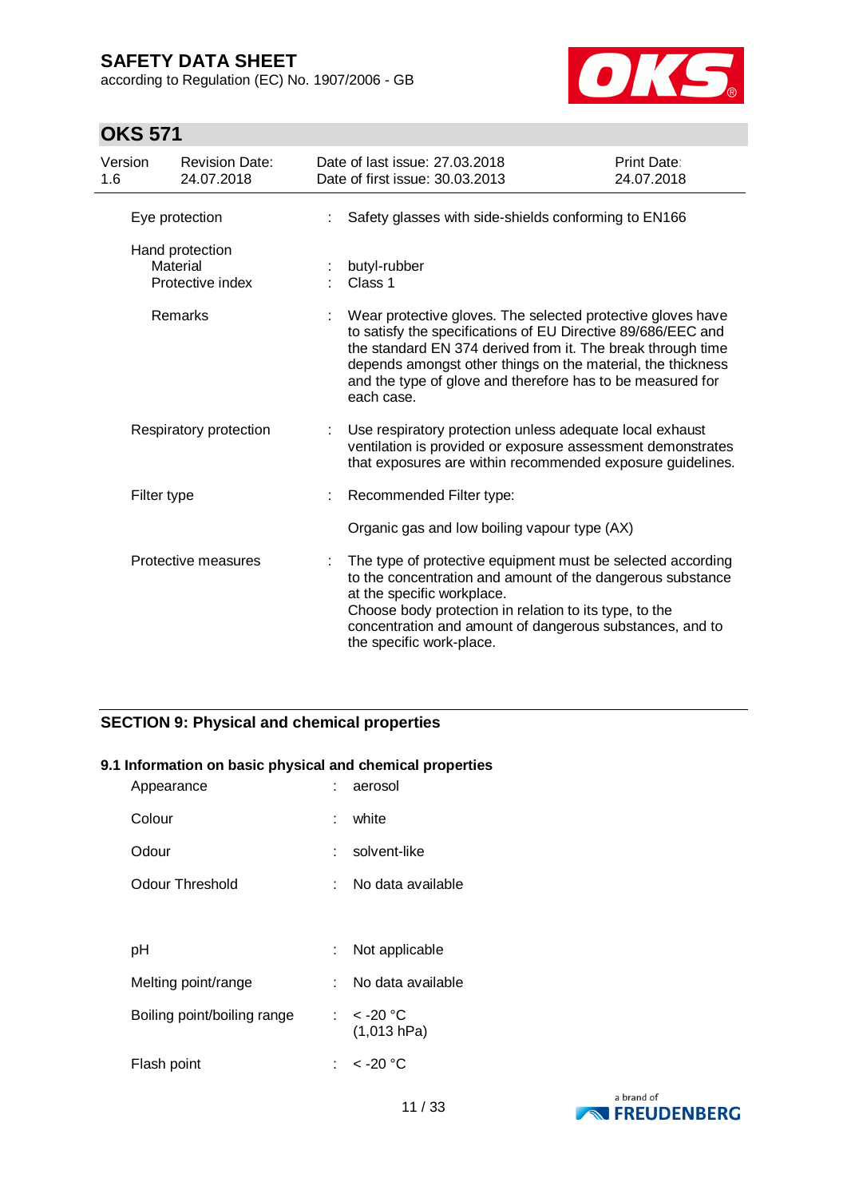| | | |
|---|---|---|
| Eye protection | : | Safety glasses with side-shields conforming to EN166 |
| Hand protection | | |
| Material | : | butyl-rubber |
| Protective index | : | Class 1 |
| Remarks | : | Wear protective gloves. The selected protective gloves have to satisfy the specifications of EU Directive 89/686/EEC and the standard EN 374 derived from it. The break through time depends amongst other things on the material, the thickness and the type of glove and therefore has to be measured for each case. |
| Respiratory protection | : | Use respiratory protection unless adequate local exhaust ventilation is provided or exposure assessment demonstrates that exposures are within recommended exposure guidelines. |
| Filter type | : | Recommended Filter type:<br><br>Organic gas and low boiling vapour type (AX) |
| Protective measures | : | The type of protective equipment must be selected according to the concentration and amount of the dangerous substance at the specific workplace.<br>Choose body protection in relation to its type, to the concentration and amount of dangerous substances, and to the specific work-place. |

## SECTION 9: Physical and chemical properties

### 9.1 Information on basic physical and chemical properties

| | | |
|---|---|---|
| Appearance | : | aerosol |
| Colour | : | white |
| Odour | : | solvent-like |
| Odour Threshold | : | No data available |
| pH | : | Not applicable |
| Melting point/range | : | No data available |
| Boiling point/boiling range | : | < -20 °C<br>(1,013 hPa) |
| Flash point | : | < -20 °C |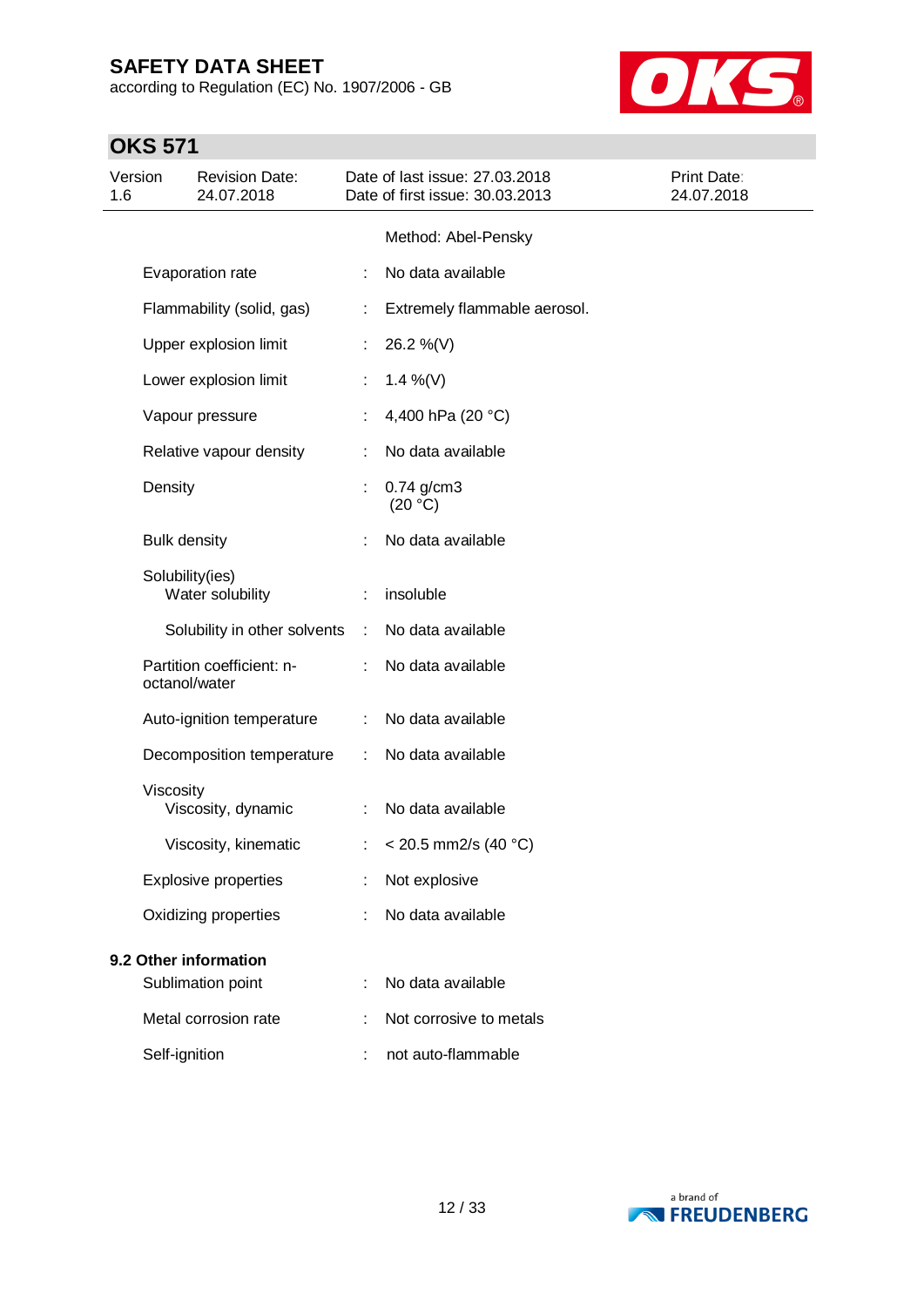| | | |
|---|---|---|
| | | Method: Abel-Pensky |
| Evaporation rate | : | No data available |
| Flammability (solid, gas) | : | Extremely flammable aerosol. |
| Upper explosion limit | : | 26.2 %(V) |
| Lower explosion limit | : | 1.4 %(V) |
| Vapour pressure | : | 4,400 hPa (20 °C) |
| Relative vapour density | : | No data available |
| Density | : | 0.74 g/cm3 (20 °C) |
| Bulk density | : | No data available |
| Solubility(ies) | | |
| Water solubility | : | insoluble |
| Solubility in other solvents | : | No data available |
| Partition coefficient: n-octanol/water | : | No data available |
| Auto-ignition temperature | : | No data available |
| Decomposition temperature | : | No data available |
| Viscosity | | |
| Viscosity, dynamic | : | No data available |
| Viscosity, kinematic | : | < 20.5 mm2/s (40 °C) |
| Explosive properties | : | Not explosive |
| Oxidizing properties | : | No data available |

**9.2 Other information**

| | | |
|---|---|---|
| Sublimation point | : | No data available |
| Metal corrosion rate | : | Not corrosive to metals |
| Self-ignition | : | not auto-flammable |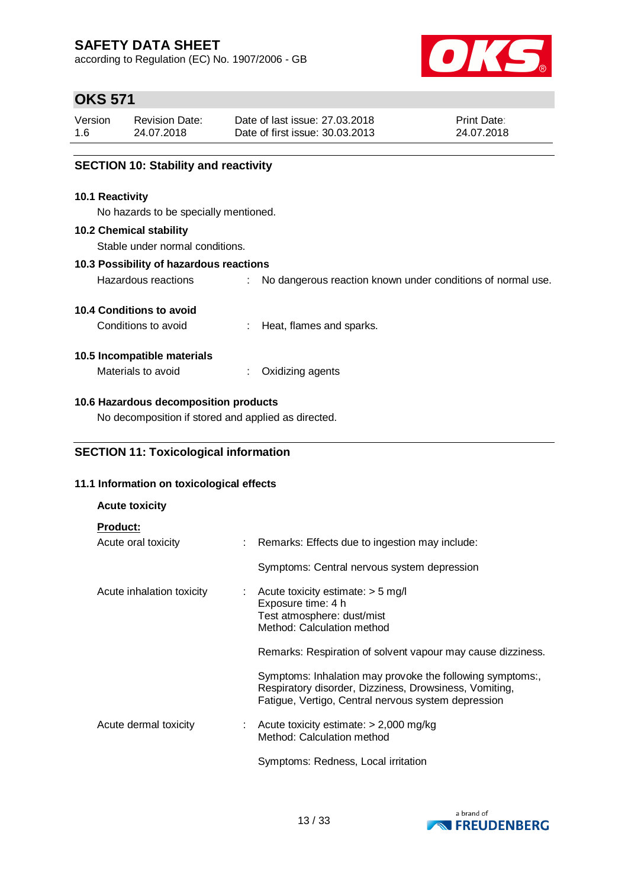## SECTION 10: Stability and reactivity

### 10.1 Reactivity

No hazards to be specially mentioned.

### 10.2 Chemical stability

Stable under normal conditions.

### 10.3 Possibility of hazardous reactions

Hazardous reactions : No dangerous reaction known under conditions of normal use.

### 10.4 Conditions to avoid

Conditions to avoid : Heat, flames and sparks.

### 10.5 Incompatible materials

Materials to avoid : Oxidizing agents

### 10.6 Hazardous decomposition products

No decomposition if stored and applied as directed.

## SECTION 11: Toxicological information

### 11.1 Information on toxicological effects

**Acute toxicity**

**Product:**

Acute oral toxicity : Remarks: Effects due to ingestion may include:

Symptoms: Central nervous system depression

Acute inhalation toxicity : Acute toxicity estimate: > 5 mg/l
Exposure time: 4 h
Test atmosphere: dust/mist
Method: Calculation method

Remarks: Respiration of solvent vapour may cause dizziness.

Symptoms: Inhalation may provoke the following symptoms:, Respiratory disorder, Dizziness, Drowsiness, Vomiting, Fatigue, Vertigo, Central nervous system depression

Acute dermal toxicity : Acute toxicity estimate: > 2,000 mg/kg
Method: Calculation method

Symptoms: Redness, Local irritation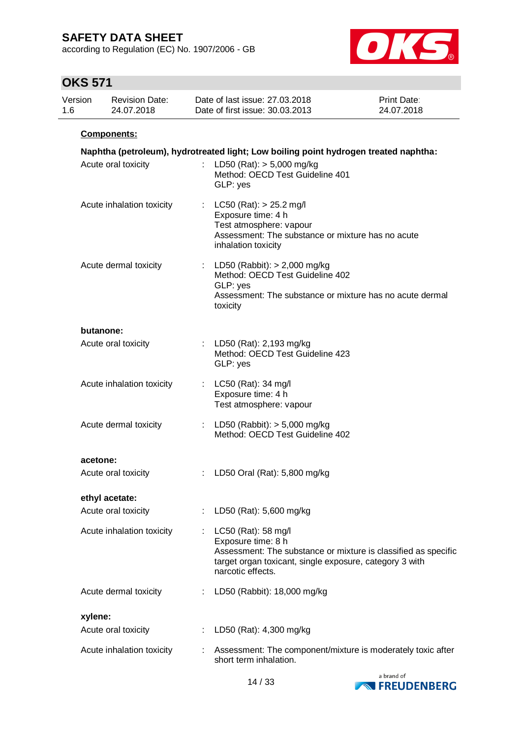**Components:**

**Naphtha (petroleum), hydrotreated light; Low boiling point hydrogen treated naphtha:**

| | | |
|---|---|---|
| Acute oral toxicity | : | LD50 (Rat): > 5,000 mg/kg<br>Method: OECD Test Guideline 401<br>GLP: yes |
| Acute inhalation toxicity | : | LC50 (Rat): > 25.2 mg/l<br>Exposure time: 4 h<br>Test atmosphere: vapour<br>Assessment: The substance or mixture has no acute inhalation toxicity |
| Acute dermal toxicity | : | LD50 (Rabbit): > 2,000 mg/kg<br>Method: OECD Test Guideline 402<br>GLP: yes<br>Assessment: The substance or mixture has no acute dermal toxicity |

**butanone:**

| | | |
|---|---|---|
| Acute oral toxicity | : | LD50 (Rat): 2,193 mg/kg<br>Method: OECD Test Guideline 423<br>GLP: yes |
| Acute inhalation toxicity | : | LC50 (Rat): 34 mg/l<br>Exposure time: 4 h<br>Test atmosphere: vapour |
| Acute dermal toxicity | : | LD50 (Rabbit): > 5,000 mg/kg<br>Method: OECD Test Guideline 402 |

**acetone:**

| | | |
|---|---|---|
| Acute oral toxicity | : | LD50 Oral (Rat): 5,800 mg/kg |

**ethyl acetate:**

| | | |
|---|---|---|
| Acute oral toxicity | : | LD50 (Rat): 5,600 mg/kg |
| Acute inhalation toxicity | : | LC50 (Rat): 58 mg/l<br>Exposure time: 8 h<br>Assessment: The substance or mixture is classified as specific target organ toxicant, single exposure, category 3 with narcotic effects. |
| Acute dermal toxicity | : | LD50 (Rabbit): 18,000 mg/kg |

**xylene:**

| | | |
|---|---|---|
| Acute oral toxicity | : | LD50 (Rat): 4,300 mg/kg |
| Acute inhalation toxicity | : | Assessment: The component/mixture is moderately toxic after short term inhalation. |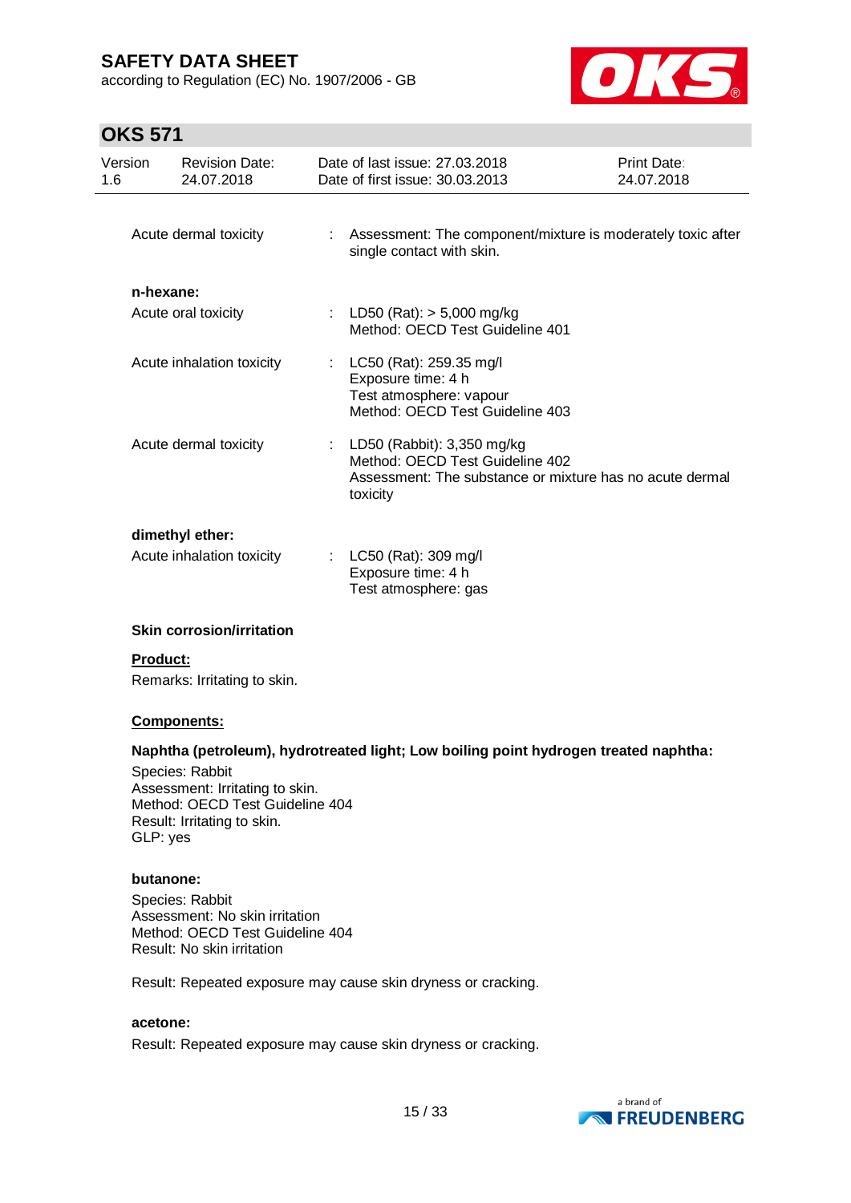Acute dermal toxicity : Assessment: The component/mixture is moderately toxic after single contact with skin.

**n-hexane:**

Acute oral toxicity : LD50 (Rat): > 5,000 mg/kg
Method: OECD Test Guideline 401

Acute inhalation toxicity : LC50 (Rat): 259.35 mg/l
Exposure time: 4 h
Test atmosphere: vapour
Method: OECD Test Guideline 403

Acute dermal toxicity : LD50 (Rabbit): 3,350 mg/kg
Method: OECD Test Guideline 402
Assessment: The substance or mixture has no acute dermal toxicity

**dimethyl ether:**

Acute inhalation toxicity : LC50 (Rat): 309 mg/l
Exposure time: 4 h
Test atmosphere: gas

**Skin corrosion/irritation**

**Product:**

Remarks: Irritating to skin.

**Components:**

**Naphtha (petroleum), hydrotreated light; Low boiling point hydrogen treated naphtha:**

Species: Rabbit
Assessment: Irritating to skin.
Method: OECD Test Guideline 404
Result: Irritating to skin.
GLP: yes

**butanone:**

Species: Rabbit
Assessment: No skin irritation
Method: OECD Test Guideline 404
Result: No skin irritation

Result: Repeated exposure may cause skin dryness or cracking.

**acetone:**

Result: Repeated exposure may cause skin dryness or cracking.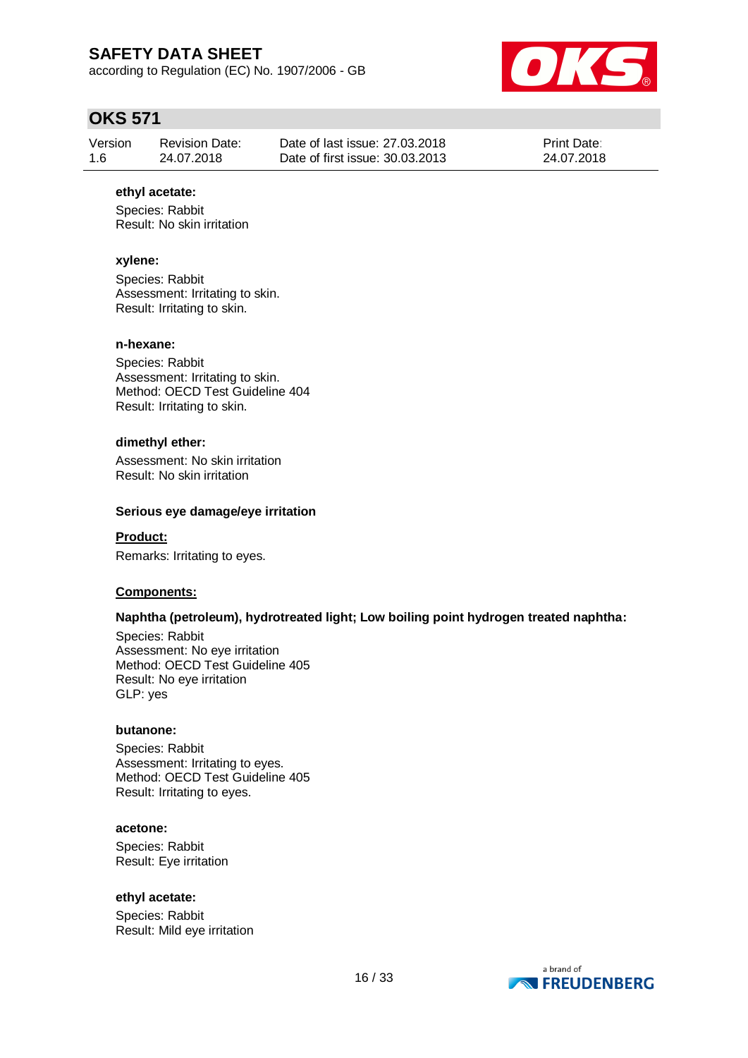**ethyl acetate:**

Species: Rabbit
Result: No skin irritation

**xylene:**

Species: Rabbit
Assessment: Irritating to skin.
Result: Irritating to skin.

**n-hexane:**

Species: Rabbit
Assessment: Irritating to skin.
Method: OECD Test Guideline 404
Result: Irritating to skin.

**dimethyl ether:**

Assessment: No skin irritation
Result: No skin irritation

**Serious eye damage/eye irritation**

**Product:**

Remarks: Irritating to eyes.

**Components:**

**Naphtha (petroleum), hydrotreated light; Low boiling point hydrogen treated naphtha:**

Species: Rabbit
Assessment: No eye irritation
Method: OECD Test Guideline 405
Result: No eye irritation
GLP: yes

**butanone:**

Species: Rabbit
Assessment: Irritating to eyes.
Method: OECD Test Guideline 405
Result: Irritating to eyes.

**acetone:**

Species: Rabbit
Result: Eye irritation

**ethyl acetate:**

Species: Rabbit
Result: Mild eye irritation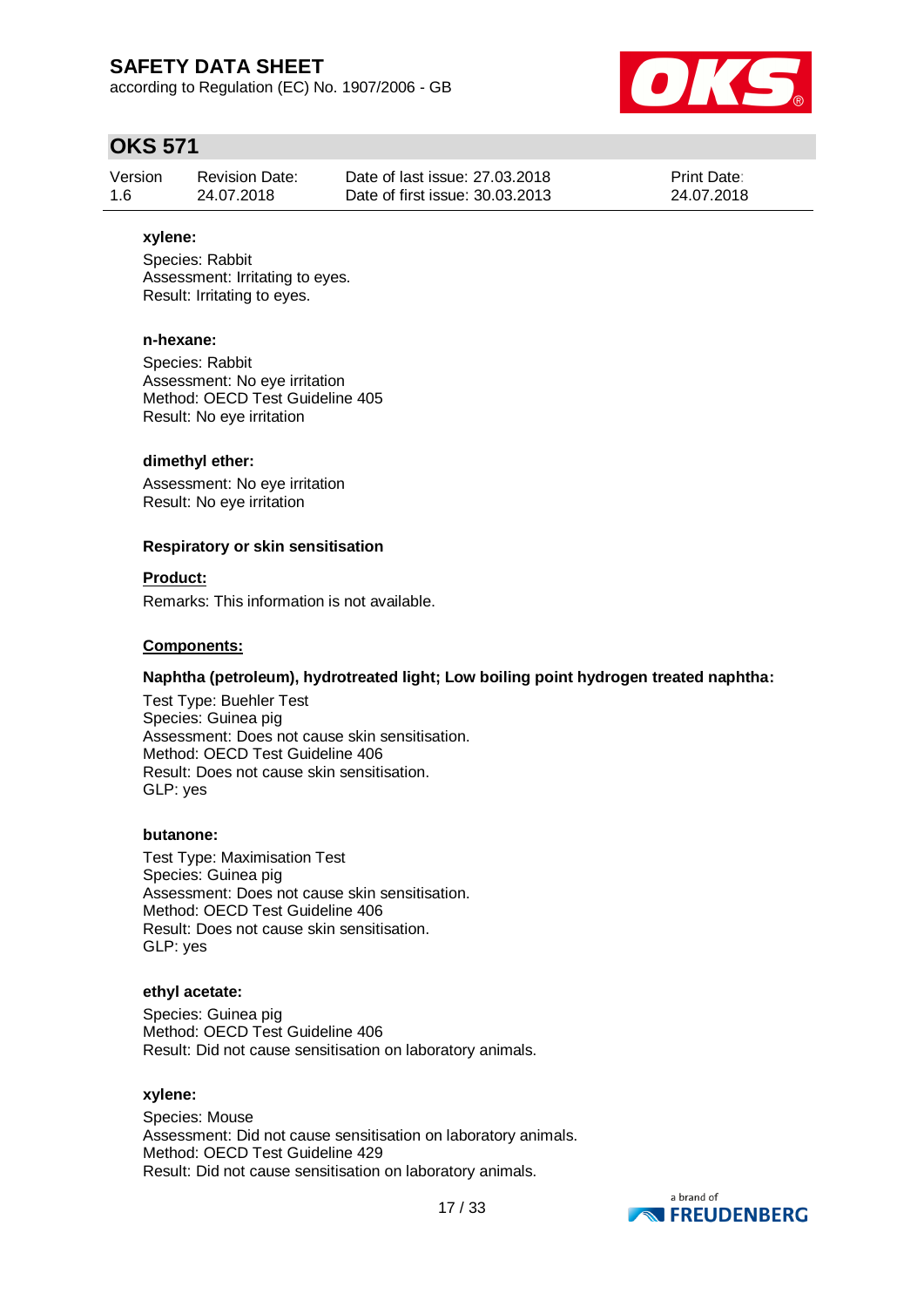**xylene:**

Species: Rabbit
Assessment: Irritating to eyes.
Result: Irritating to eyes.

**n-hexane:**

Species: Rabbit
Assessment: No eye irritation
Method: OECD Test Guideline 405
Result: No eye irritation

**dimethyl ether:**

Assessment: No eye irritation
Result: No eye irritation

### Respiratory or skin sensitisation

**Product:**

Remarks: This information is not available.

**Components:**

**Naphtha (petroleum), hydrotreated light; Low boiling point hydrogen treated naphtha:**

Test Type: Buehler Test
Species: Guinea pig
Assessment: Does not cause skin sensitisation.
Method: OECD Test Guideline 406
Result: Does not cause skin sensitisation.
GLP: yes

**butanone:**

Test Type: Maximisation Test
Species: Guinea pig
Assessment: Does not cause skin sensitisation.
Method: OECD Test Guideline 406
Result: Does not cause skin sensitisation.
GLP: yes

**ethyl acetate:**

Species: Guinea pig
Method: OECD Test Guideline 406
Result: Did not cause sensitisation on laboratory animals.

**xylene:**

Species: Mouse
Assessment: Did not cause sensitisation on laboratory animals.
Method: OECD Test Guideline 429
Result: Did not cause sensitisation on laboratory animals.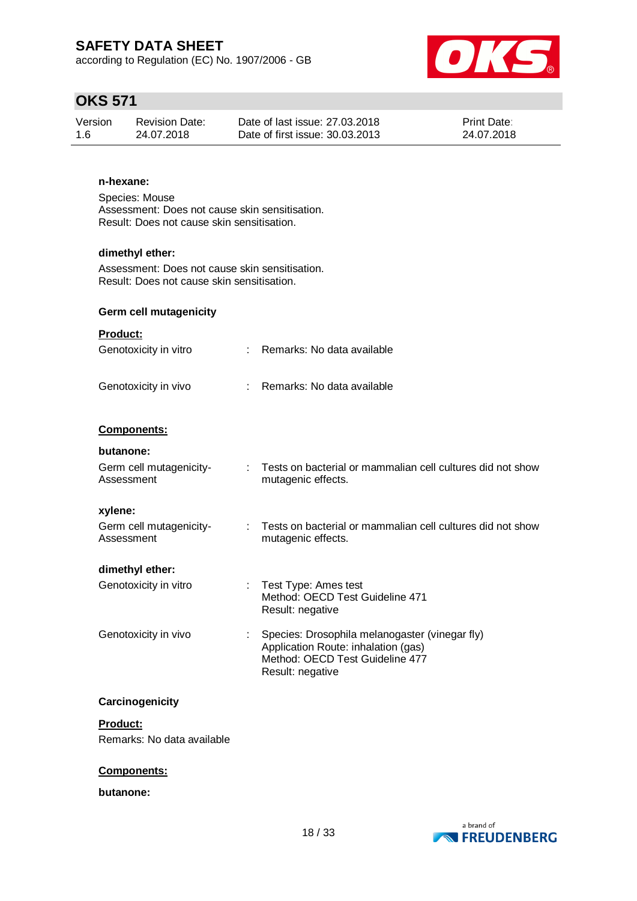**n-hexane:**

Species: Mouse
Assessment: Does not cause skin sensitisation.
Result: Does not cause skin sensitisation.

**dimethyl ether:**

Assessment: Does not cause skin sensitisation.
Result: Does not cause skin sensitisation.

**Germ cell mutagenicity**

**Product:**

Genotoxicity in vitro : Remarks: No data available

Genotoxicity in vivo : Remarks: No data available

**Components:**

**butanone:**

Germ cell mutagenicity- Assessment : Tests on bacterial or mammalian cell cultures did not show mutagenic effects.

**xylene:**

Germ cell mutagenicity- Assessment : Tests on bacterial or mammalian cell cultures did not show mutagenic effects.

**dimethyl ether:**

Genotoxicity in vitro : Test Type: Ames test
Method: OECD Test Guideline 471
Result: negative

Genotoxicity in vivo : Species: Drosophila melanogaster (vinegar fly)
Application Route: inhalation (gas)
Method: OECD Test Guideline 477
Result: negative

**Carcinogenicity**

**Product:**

Remarks: No data available

**Components:**

**butanone:**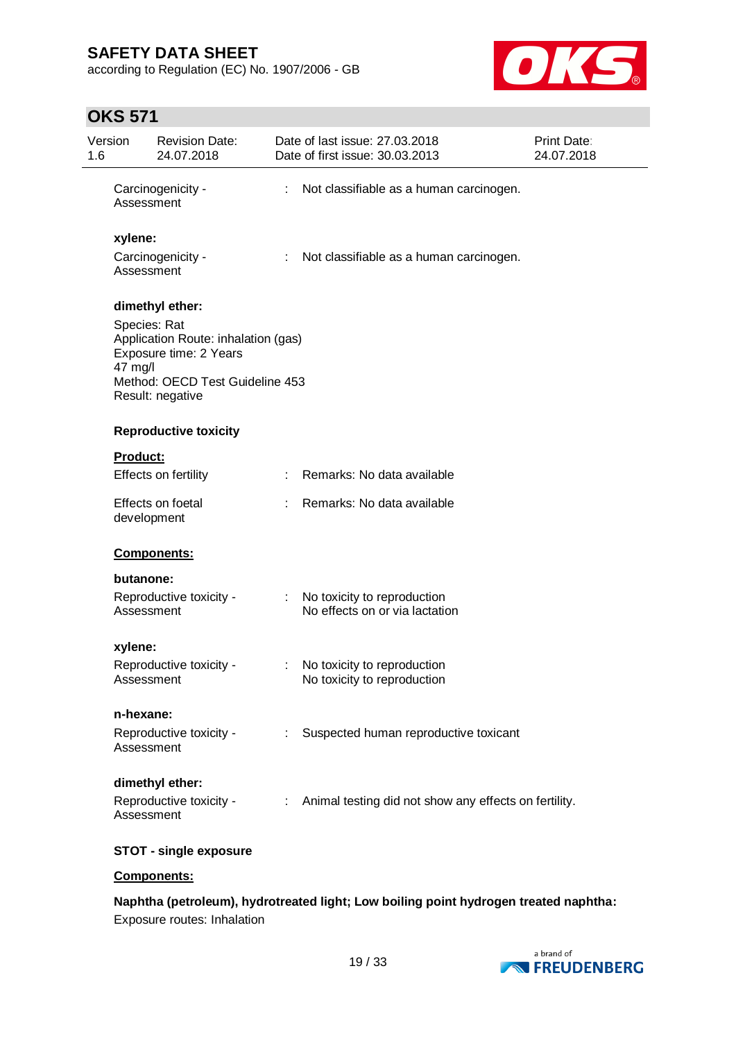Carcinogenicity - Assessment : Not classifiable as a human carcinogen.

**xylene:**

Carcinogenicity - Assessment : Not classifiable as a human carcinogen.

**dimethyl ether:**

Species: Rat
Application Route: inhalation (gas)
Exposure time: 2 Years
47 mg/l
Method: OECD Test Guideline 453
Result: negative

**Reproductive toxicity**

**Product:**

Effects on fertility : Remarks: No data available

Effects on foetal development : Remarks: No data available

**Components:**

**butanone:**

Reproductive toxicity - Assessment : No toxicity to reproduction
No effects on or via lactation

**xylene:**

Reproductive toxicity - Assessment : No toxicity to reproduction
No toxicity to reproduction

**n-hexane:**

Reproductive toxicity - Assessment : Suspected human reproductive toxicant

**dimethyl ether:**

Reproductive toxicity - Assessment : Animal testing did not show any effects on fertility.

**STOT - single exposure**

**Components:**

**Naphtha (petroleum), hydrotreated light; Low boiling point hydrogen treated naphtha:**

Exposure routes: Inhalation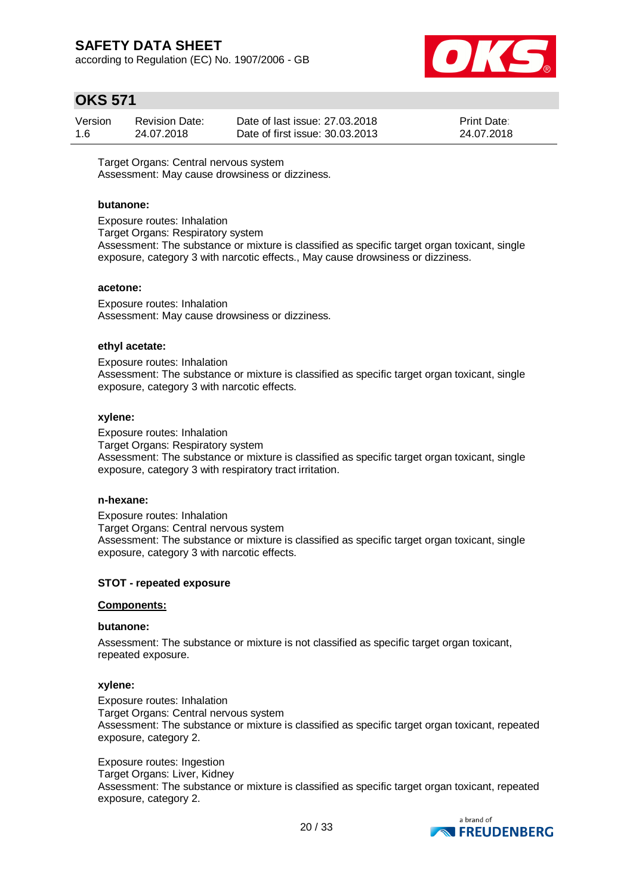Target Organs: Central nervous system
Assessment: May cause drowsiness or dizziness.

**butanone:**

Exposure routes: Inhalation
Target Organs: Respiratory system
Assessment: The substance or mixture is classified as specific target organ toxicant, single exposure, category 3 with narcotic effects., May cause drowsiness or dizziness.

**acetone:**

Exposure routes: Inhalation
Assessment: May cause drowsiness or dizziness.

**ethyl acetate:**

Exposure routes: Inhalation
Assessment: The substance or mixture is classified as specific target organ toxicant, single exposure, category 3 with narcotic effects.

**xylene:**

Exposure routes: Inhalation
Target Organs: Respiratory system
Assessment: The substance or mixture is classified as specific target organ toxicant, single exposure, category 3 with respiratory tract irritation.

**n-hexane:**

Exposure routes: Inhalation
Target Organs: Central nervous system
Assessment: The substance or mixture is classified as specific target organ toxicant, single exposure, category 3 with narcotic effects.

**STOT - repeated exposure**

**Components:**

**butanone:**

Assessment: The substance or mixture is not classified as specific target organ toxicant, repeated exposure.

**xylene:**

Exposure routes: Inhalation
Target Organs: Central nervous system
Assessment: The substance or mixture is classified as specific target organ toxicant, repeated exposure, category 2.

Exposure routes: Ingestion
Target Organs: Liver, Kidney
Assessment: The substance or mixture is classified as specific target organ toxicant, repeated exposure, category 2.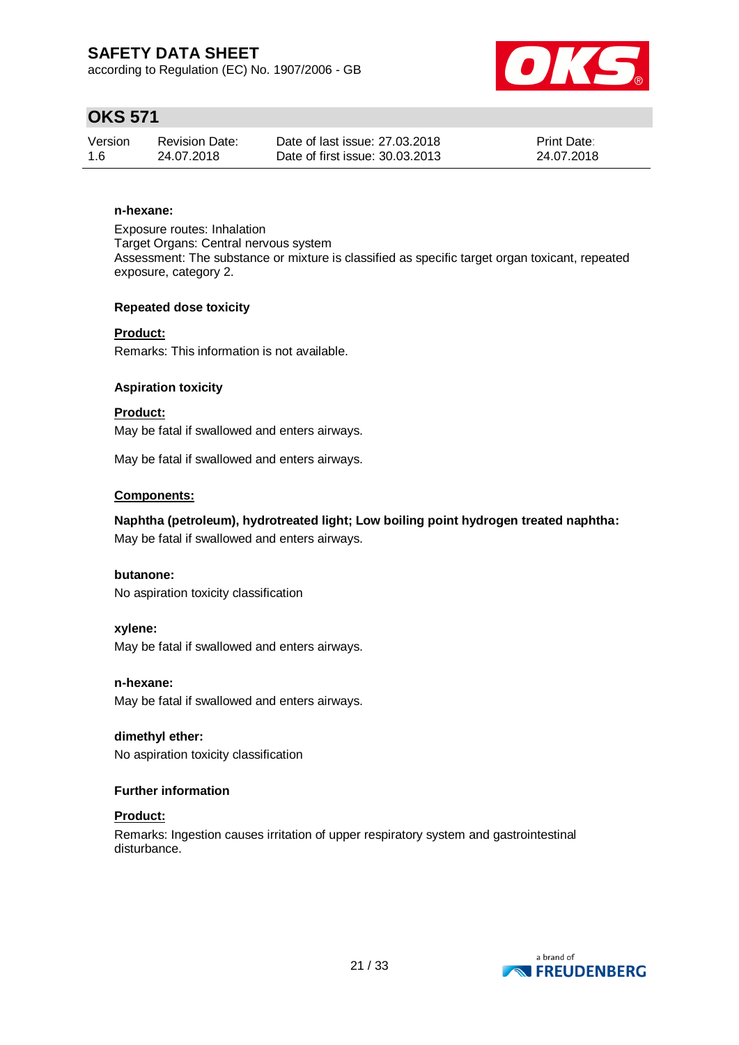**n-hexane:**

Exposure routes: Inhalation
Target Organs: Central nervous system
Assessment: The substance or mixture is classified as specific target organ toxicant, repeated exposure, category 2.

**Repeated dose toxicity**

**Product:**

Remarks: This information is not available.

**Aspiration toxicity**

**Product:**

May be fatal if swallowed and enters airways.

May be fatal if swallowed and enters airways.

**Components:**

**Naphtha (petroleum), hydrotreated light; Low boiling point hydrogen treated naphtha:**
May be fatal if swallowed and enters airways.

**butanone:**
No aspiration toxicity classification

**xylene:**
May be fatal if swallowed and enters airways.

**n-hexane:**
May be fatal if swallowed and enters airways.

**dimethyl ether:**
No aspiration toxicity classification

**Further information**

**Product:**

Remarks: Ingestion causes irritation of upper respiratory system and gastrointestinal disturbance.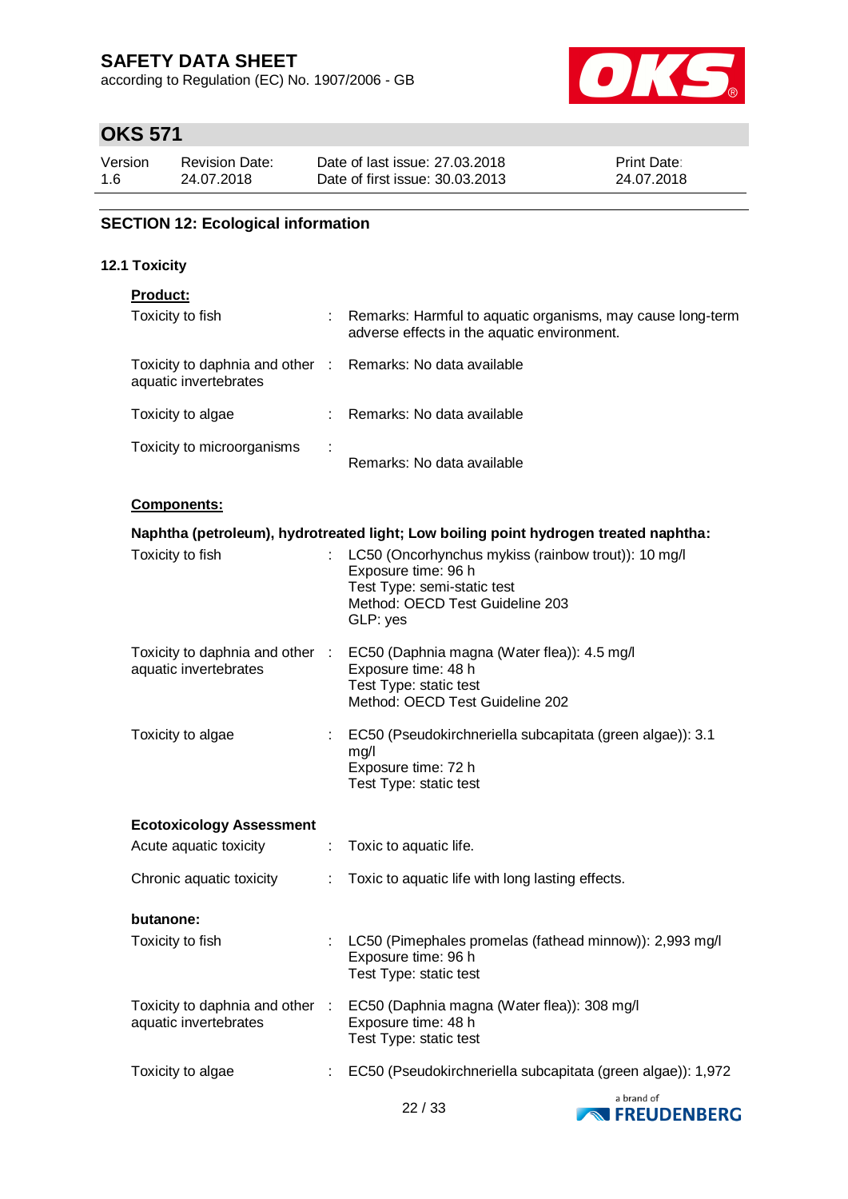## SECTION 12: Ecological information

### 12.1 Toxicity

**Product:**

| | | |
|---|---|---|
| Toxicity to fish | : | Remarks: Harmful to aquatic organisms, may cause long-term adverse effects in the aquatic environment. |
| Toxicity to daphnia and other aquatic invertebrates | : | Remarks: No data available |
| Toxicity to algae | : | Remarks: No data available |
| Toxicity to microorganisms | : | Remarks: No data available |

**Components:**

**Naphtha (petroleum), hydrotreated light; Low boiling point hydrogen treated naphtha:**

| | | |
|---|---|---|
| Toxicity to fish | : | LC50 (Oncorhynchus mykiss (rainbow trout)): 10 mg/l<br>Exposure time: 96 h<br>Test Type: semi-static test<br>Method: OECD Test Guideline 203<br>GLP: yes |
| Toxicity to daphnia and other aquatic invertebrates | : | EC50 (Daphnia magna (Water flea)): 4.5 mg/l<br>Exposure time: 48 h<br>Test Type: static test<br>Method: OECD Test Guideline 202 |
| Toxicity to algae | : | EC50 (Pseudokirchneriella subcapitata (green algae)): 3.1 mg/l<br>Exposure time: 72 h<br>Test Type: static test |

**Ecotoxicology Assessment**

| | | |
|---|---|---|
| Acute aquatic toxicity | : | Toxic to aquatic life. |
| Chronic aquatic toxicity | : | Toxic to aquatic life with long lasting effects. |

**butanone:**

| | | |
|---|---|---|
| Toxicity to fish | : | LC50 (Pimephales promelas (fathead minnow)): 2,993 mg/l<br>Exposure time: 96 h<br>Test Type: static test |
| Toxicity to daphnia and other aquatic invertebrates | : | EC50 (Daphnia magna (Water flea)): 308 mg/l<br>Exposure time: 48 h<br>Test Type: static test |
| Toxicity to algae | : | EC50 (Pseudokirchneriella subcapitata (green algae)): 1,972 |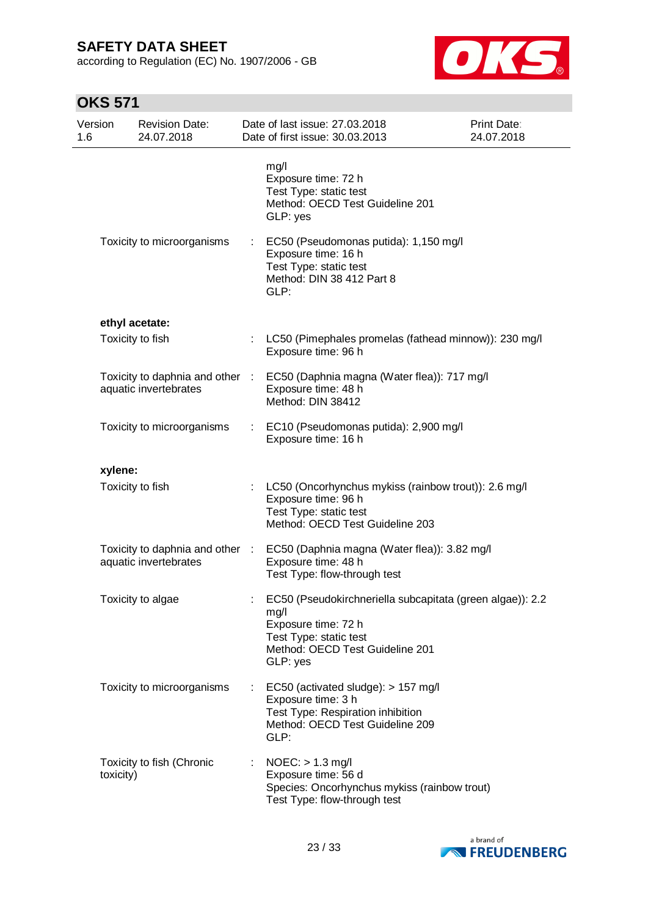mg/l
Exposure time: 72 h
Test Type: static test
Method: OECD Test Guideline 201
GLP: yes

Toxicity to microorganisms : EC50 (Pseudomonas putida): 1,150 mg/l
Exposure time: 16 h
Test Type: static test
Method: DIN 38 412 Part 8
GLP:

**ethyl acetate:**

Toxicity to fish : LC50 (Pimephales promelas (fathead minnow)): 230 mg/l
Exposure time: 96 h

Toxicity to daphnia and other aquatic invertebrates : EC50 (Daphnia magna (Water flea)): 717 mg/l
Exposure time: 48 h
Method: DIN 38412

Toxicity to microorganisms : EC10 (Pseudomonas putida): 2,900 mg/l
Exposure time: 16 h

**xylene:**

Toxicity to fish : LC50 (Oncorhynchus mykiss (rainbow trout)): 2.6 mg/l
Exposure time: 96 h
Test Type: static test
Method: OECD Test Guideline 203

Toxicity to daphnia and other aquatic invertebrates : EC50 (Daphnia magna (Water flea)): 3.82 mg/l
Exposure time: 48 h
Test Type: flow-through test

Toxicity to algae : EC50 (Pseudokirchneriella subcapitata (green algae)): 2.2 mg/l
Exposure time: 72 h
Test Type: static test
Method: OECD Test Guideline 201
GLP: yes

Toxicity to microorganisms : EC50 (activated sludge): > 157 mg/l
Exposure time: 3 h
Test Type: Respiration inhibition
Method: OECD Test Guideline 209
GLP:

Toxicity to fish (Chronic toxicity) : NOEC: > 1.3 mg/l
Exposure time: 56 d
Species: Oncorhynchus mykiss (rainbow trout)
Test Type: flow-through test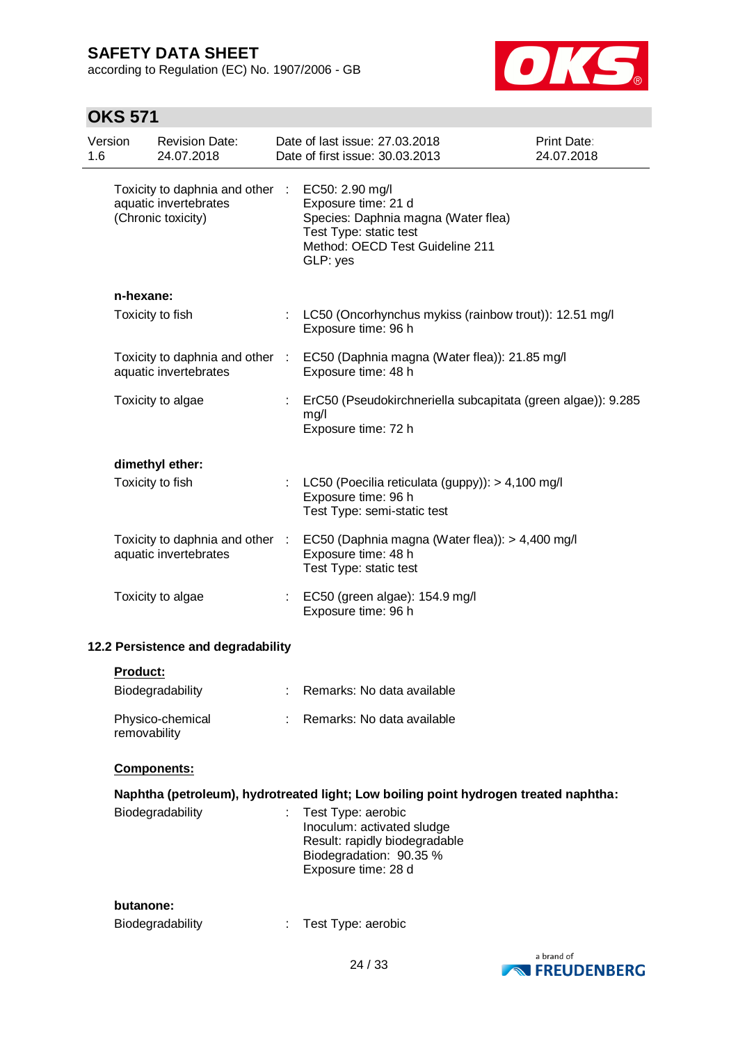| | | |
|---|---|---|
| Toxicity to daphnia and other aquatic invertebrates (Chronic toxicity) | : | EC50: 2.90 mg/l<br>Exposure time: 21 d<br>Species: Daphnia magna (Water flea)<br>Test Type: static test<br>Method: OECD Test Guideline 211<br>GLP: yes |

**n-hexane:**

| | | |
|---|---|---|
| Toxicity to fish | : | LC50 (Oncorhynchus mykiss (rainbow trout)): 12.51 mg/l<br>Exposure time: 96 h |
| Toxicity to daphnia and other aquatic invertebrates | : | EC50 (Daphnia magna (Water flea)): 21.85 mg/l<br>Exposure time: 48 h |
| Toxicity to algae | : | ErC50 (Pseudokirchneriella subcapitata (green algae)): 9.285 mg/l<br>Exposure time: 72 h |

**dimethyl ether:**

| | | |
|---|---|---|
| Toxicity to fish | : | LC50 (Poecilia reticulata (guppy)): > 4,100 mg/l<br>Exposure time: 96 h<br>Test Type: semi-static test |
| Toxicity to daphnia and other aquatic invertebrates | : | EC50 (Daphnia magna (Water flea)): > 4,400 mg/l<br>Exposure time: 48 h<br>Test Type: static test |
| Toxicity to algae | : | EC50 (green algae): 154.9 mg/l<br>Exposure time: 96 h |

### 12.2 Persistence and degradability

**Product:**

| | | |
|---|---|---|
| Biodegradability | : | Remarks: No data available |
| Physico-chemical removability | : | Remarks: No data available |

**Components:**

**Naphtha (petroleum), hydrotreated light; Low boiling point hydrogen treated naphtha:**

| | | |
|---|---|---|
| Biodegradability | : | Test Type: aerobic<br>Inoculum: activated sludge<br>Result: rapidly biodegradable<br>Biodegradation: 90.35 %<br>Exposure time: 28 d |

**butanone:**

| | | |
|---|---|---|
| Biodegradability | : | Test Type: aerobic |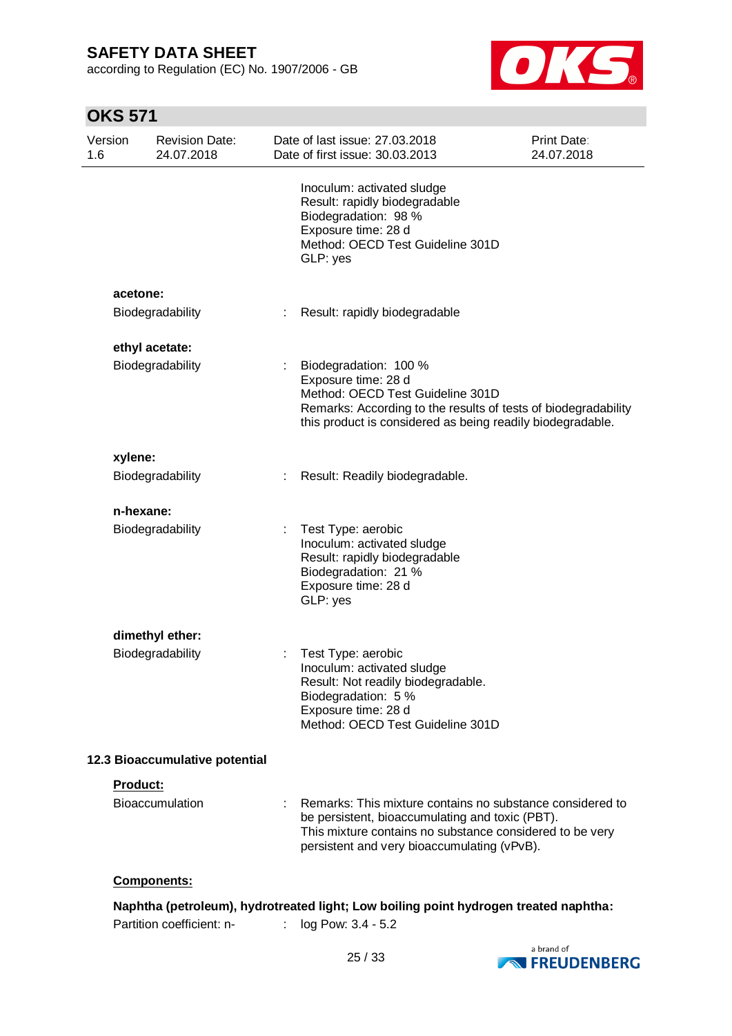Inoculum: activated sludge
Result: rapidly biodegradable
Biodegradation: 98 %
Exposure time: 28 d
Method: OECD Test Guideline 301D
GLP: yes

**acetone:**

Biodegradability : Result: rapidly biodegradable

**ethyl acetate:**

Biodegradability : Biodegradation: 100 %
Exposure time: 28 d
Method: OECD Test Guideline 301D
Remarks: According to the results of tests of biodegradability this product is considered as being readily biodegradable.

**xylene:**

Biodegradability : Result: Readily biodegradable.

**n-hexane:**

Biodegradability : Test Type: aerobic
Inoculum: activated sludge
Result: rapidly biodegradable
Biodegradation: 21 %
Exposure time: 28 d
GLP: yes

**dimethyl ether:**

Biodegradability : Test Type: aerobic
Inoculum: activated sludge
Result: Not readily biodegradable.
Biodegradation: 5 %
Exposure time: 28 d
Method: OECD Test Guideline 301D

### 12.3 Bioaccumulative potential

**Product:**

Bioaccumulation : Remarks: This mixture contains no substance considered to be persistent, bioaccumulating and toxic (PBT).
This mixture contains no substance considered to be very persistent and very bioaccumulating (vPvB).

**Components:**

**Naphtha (petroleum), hydrotreated light; Low boiling point hydrogen treated naphtha:**

Partition coefficient: n- : log Pow: 3.4 - 5.2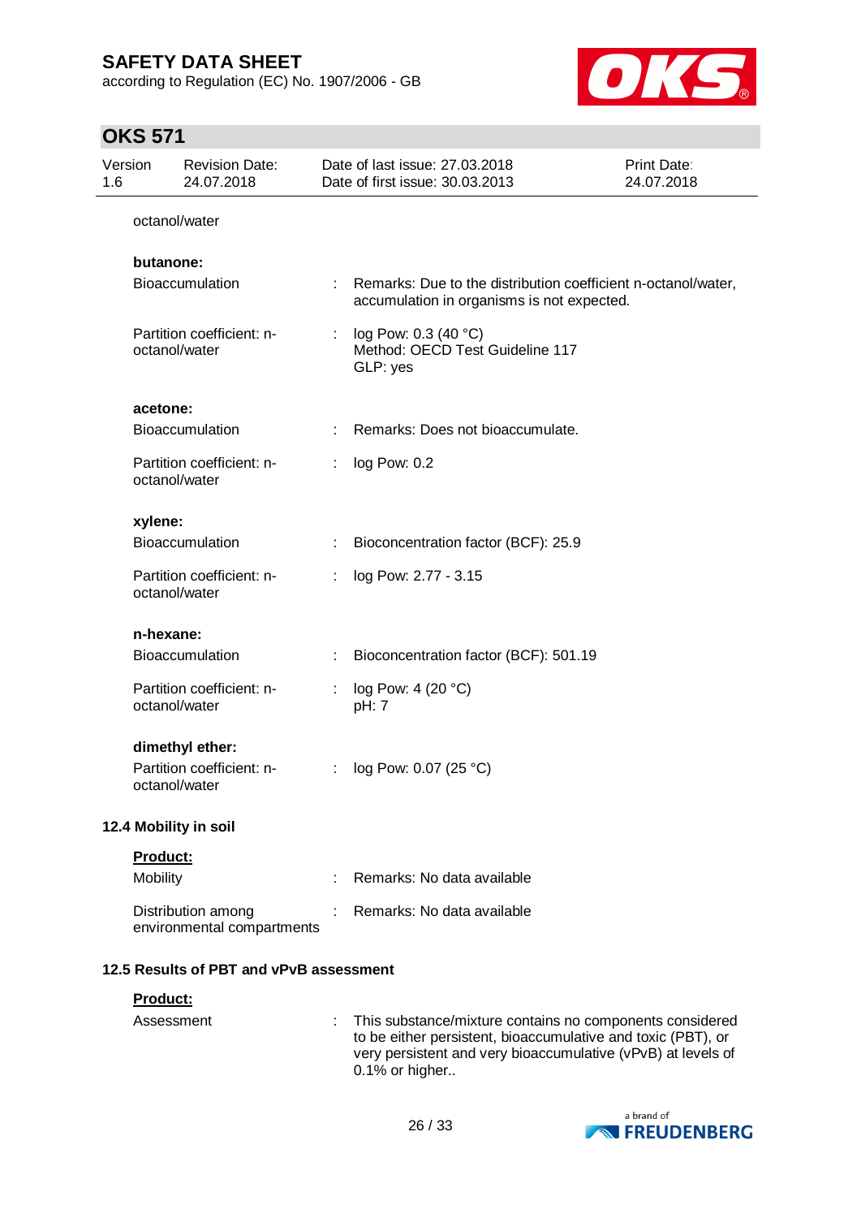octanol/water

**butanone:**

| | | |
|---|---|---|
| Bioaccumulation | : | Remarks: Due to the distribution coefficient n-octanol/water, accumulation in organisms is not expected. |
| Partition coefficient: n-octanol/water | : | log Pow: 0.3 (40 °C)<br>Method: OECD Test Guideline 117<br>GLP: yes |

**acetone:**

| | | |
|---|---|---|
| Bioaccumulation | : | Remarks: Does not bioaccumulate. |
| Partition coefficient: n-octanol/water | : | log Pow: 0.2 |

**xylene:**

| | | |
|---|---|---|
| Bioaccumulation | : | Bioconcentration factor (BCF): 25.9 |
| Partition coefficient: n-octanol/water | : | log Pow: 2.77 - 3.15 |

**n-hexane:**

| | | |
|---|---|---|
| Bioaccumulation | : | Bioconcentration factor (BCF): 501.19 |
| Partition coefficient: n-octanol/water | : | log Pow: 4 (20 °C)<br>pH: 7 |

**dimethyl ether:**

| | | |
|---|---|---|
| Partition coefficient: n-octanol/water | : | log Pow: 0.07 (25 °C) |

### 12.4 Mobility in soil

**Product:**

| | | |
|---|---|---|
| Mobility | : | Remarks: No data available |
| Distribution among environmental compartments | : | Remarks: No data available |

### 12.5 Results of PBT and vPvB assessment

**Product:**

| | | |
|---|---|---|
| Assessment | : | This substance/mixture contains no components considered to be either persistent, bioaccumulative and toxic (PBT), or very persistent and very bioaccumulative (vPvB) at levels of 0.1% or higher.. |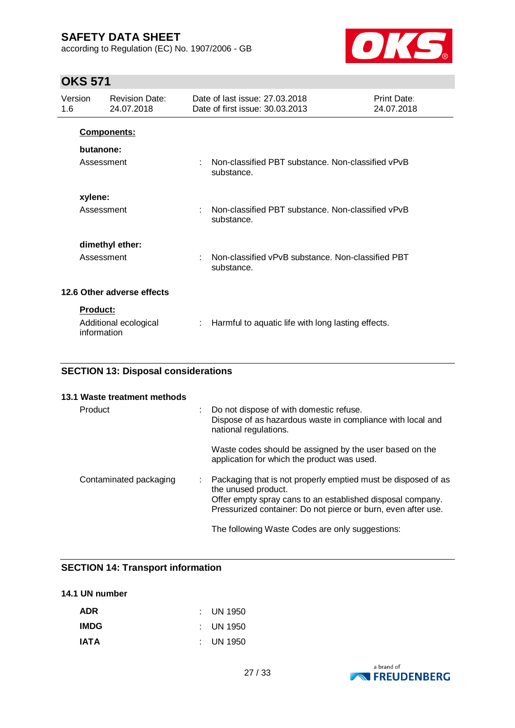**Components:**

**butanone:**

Assessment : Non-classified PBT substance. Non-classified vPvB substance.

**xylene:**

Assessment : Non-classified PBT substance. Non-classified vPvB substance.

**dimethyl ether:**

Assessment : Non-classified vPvB substance. Non-classified PBT substance.

### 12.6 Other adverse effects

**Product:**

Additional ecological information : Harmful to aquatic life with long lasting effects.

## SECTION 13: Disposal considerations

### 13.1 Waste treatment methods

Product : Do not dispose of with domestic refuse.
Dispose of as hazardous waste in compliance with local and national regulations.

Waste codes should be assigned by the user based on the application for which the product was used.

Contaminated packaging : Packaging that is not properly emptied must be disposed of as the unused product.
Offer empty spray cans to an established disposal company.
Pressurized container: Do not pierce or burn, even after use.

The following Waste Codes are only suggestions:

## SECTION 14: Transport information

### 14.1 UN number

**ADR** : UN 1950

**IMDG** : UN 1950

**IATA** : UN 1950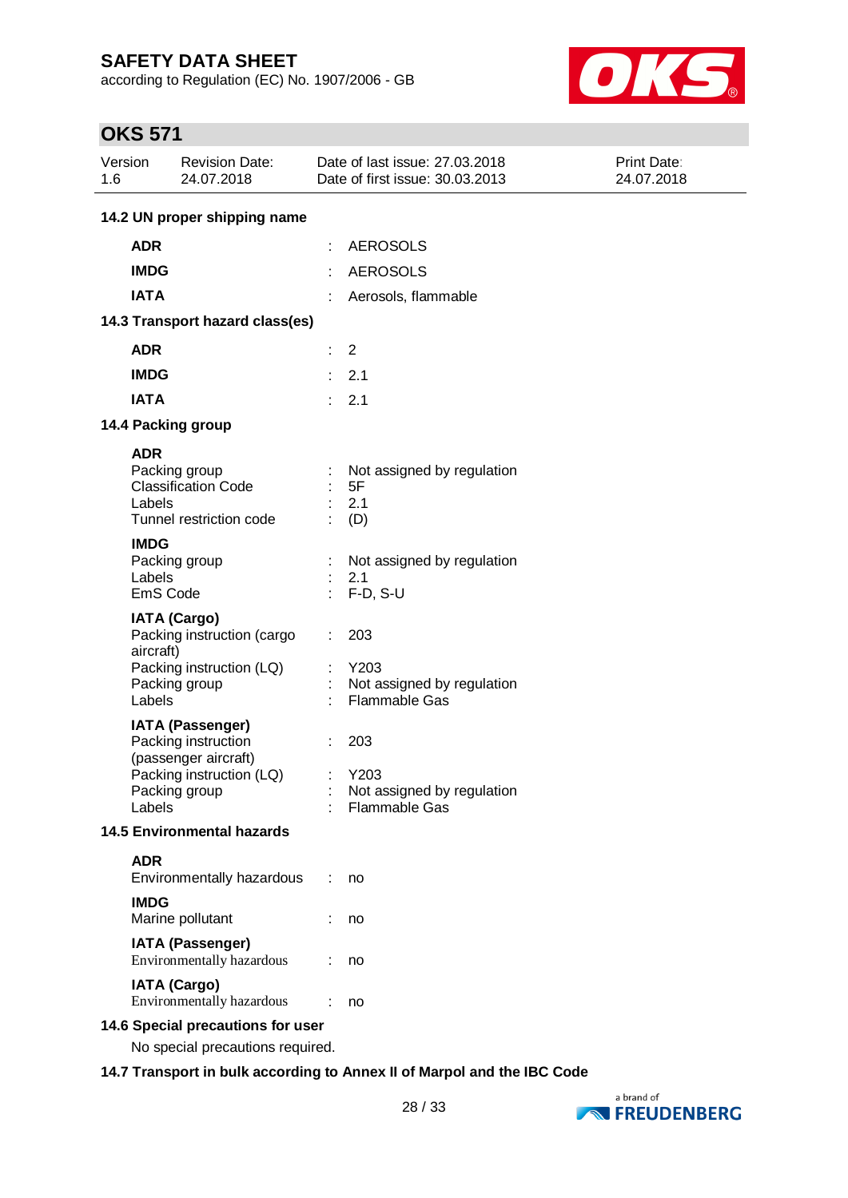## 14.2 UN proper shipping name

| | | |
|---|---|---|
| **ADR** | : | AEROSOLS |
| **IMDG** | : | AEROSOLS |
| **IATA** | : | Aerosols, flammable |

## 14.3 Transport hazard class(es)

| | | |
|---|---|---|
| **ADR** | : | 2 |
| **IMDG** | : | 2.1 |
| **IATA** | : | 2.1 |

## 14.4 Packing group

**ADR**

| | | |
|---|---|---|
| Packing group | : | Not assigned by regulation |
| Classification Code | : | 5F |
| Labels | : | 2.1 |
| Tunnel restriction code | : | (D) |

**IMDG**

| | | |
|---|---|---|
| Packing group | : | Not assigned by regulation |
| Labels | : | 2.1 |
| EmS Code | : | F-D, S-U |

**IATA (Cargo)**

| | | |
|---|---|---|
| Packing instruction (cargo aircraft) | : | 203 |
| Packing instruction (LQ) | : | Y203 |
| Packing group | : | Not assigned by regulation |
| Labels | : | Flammable Gas |

**IATA (Passenger)**

| | | |
|---|---|---|
| Packing instruction (passenger aircraft) | : | 203 |
| Packing instruction (LQ) | : | Y203 |
| Packing group | : | Not assigned by regulation |
| Labels | : | Flammable Gas |

## 14.5 Environmental hazards

**ADR**

| | | |
|---|---|---|
| Environmentally hazardous | : | no |

**IMDG**

| | | |
|---|---|---|
| Marine pollutant | : | no |

**IATA (Passenger)**

| | | |
|---|---|---|
| Environmentally hazardous | : | no |

**IATA (Cargo)**

| | | |
|---|---|---|
| Environmentally hazardous | : | no |

## 14.6 Special precautions for user

No special precautions required.

## 14.7 Transport in bulk according to Annex II of Marpol and the IBC Code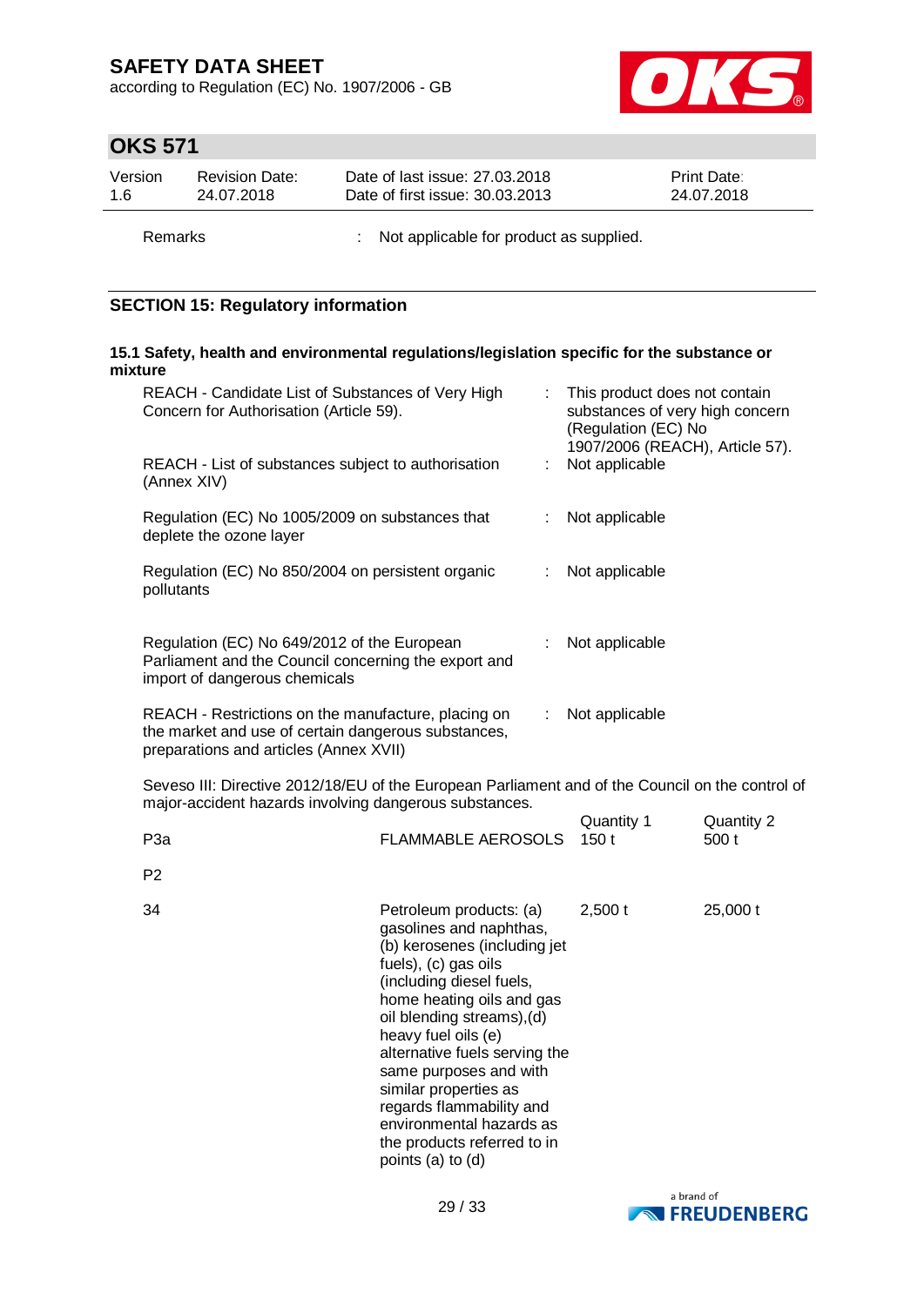Remarks : Not applicable for product as supplied.

## SECTION 15: Regulatory information

### 15.1 Safety, health and environmental regulations/legislation specific for the substance or mixture

| | | |
|---|---|---|
| REACH - Candidate List of Substances of Very High Concern for Authorisation (Article 59). | : | This product does not contain substances of very high concern (Regulation (EC) No 1907/2006 (REACH), Article 57). |
| REACH - List of substances subject to authorisation (Annex XIV) | : | Not applicable |
| Regulation (EC) No 1005/2009 on substances that deplete the ozone layer | : | Not applicable |
| Regulation (EC) No 850/2004 on persistent organic pollutants | : | Not applicable |
| Regulation (EC) No 649/2012 of the European Parliament and the Council concerning the export and import of dangerous chemicals | : | Not applicable |
| REACH - Restrictions on the manufacture, placing on the market and use of certain dangerous substances, preparations and articles (Annex XVII) | : | Not applicable |

Seveso III: Directive 2012/18/EU of the European Parliament and of the Council on the control of major-accident hazards involving dangerous substances.

| | | Quantity 1 | Quantity 2 |
|---|---|---|---|
| P3a | FLAMMABLE AEROSOLS | 150 t | 500 t |
| P2 | | | |
| 34 | Petroleum products: (a) gasolines and naphthas, (b) kerosenes (including jet fuels), (c) gas oils (including diesel fuels, home heating oils and gas oil blending streams),(d) heavy fuel oils (e) alternative fuels serving the same purposes and with similar properties as regards flammability and environmental hazards as the products referred to in points (a) to (d) | 2,500 t | 25,000 t |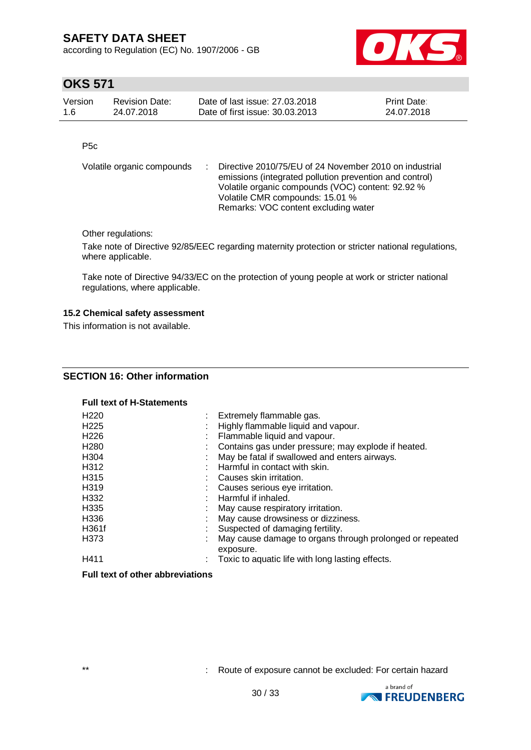P5c

| | |
|---|---|
| Volatile organic compounds | : Directive 2010/75/EU of 24 November 2010 on industrial emissions (integrated pollution prevention and control)<br>Volatile organic compounds (VOC) content: 92.92 %<br>Volatile CMR compounds: 15.01 %<br>Remarks: VOC content excluding water |

Other regulations:

Take note of Directive 92/85/EEC regarding maternity protection or stricter national regulations, where applicable.

Take note of Directive 94/33/EC on the protection of young people at work or stricter national regulations, where applicable.

### 15.2 Chemical safety assessment

This information is not available.

## SECTION 16: Other information

**Full text of H-Statements**

| | |
|---|---|
| H220 | : Extremely flammable gas. |
| H225 | : Highly flammable liquid and vapour. |
| H226 | : Flammable liquid and vapour. |
| H280 | : Contains gas under pressure; may explode if heated. |
| H304 | : May be fatal if swallowed and enters airways. |
| H312 | : Harmful in contact with skin. |
| H315 | : Causes skin irritation. |
| H319 | : Causes serious eye irritation. |
| H332 | : Harmful if inhaled. |
| H335 | : May cause respiratory irritation. |
| H336 | : May cause drowsiness or dizziness. |
| H361f | : Suspected of damaging fertility. |
| H373 | : May cause damage to organs through prolonged or repeated exposure. |
| H411 | : Toxic to aquatic life with long lasting effects. |

**Full text of other abbreviations**

| | |
|---|---|
| ** | : Route of exposure cannot be excluded: For certain hazard |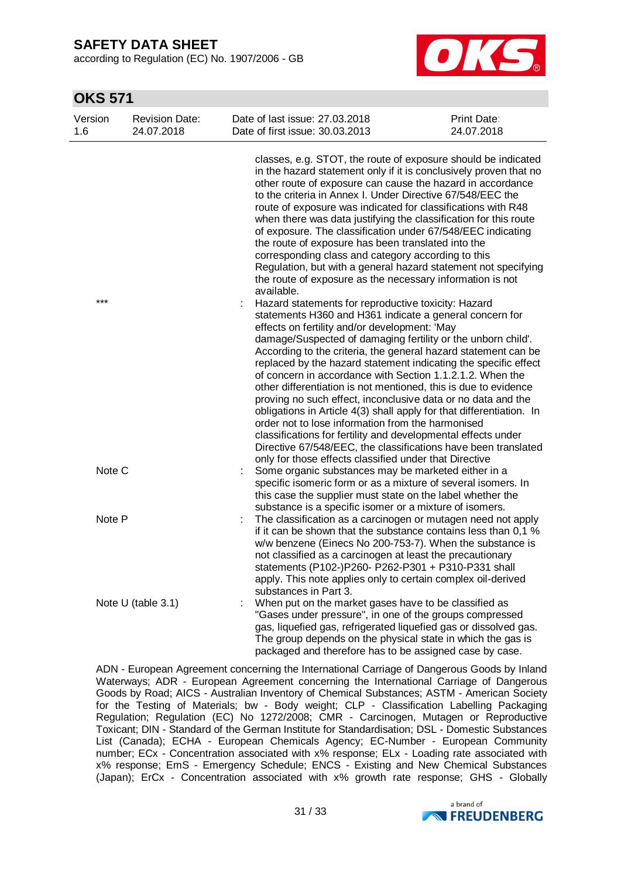| | | |
|---|---|---|
| | | classes, e.g. STOT, the route of exposure should be indicated in the hazard statement only if it is conclusively proven that no other route of exposure can cause the hazard in accordance to the criteria in Annex I. Under Directive 67/548/EEC the route of exposure was indicated for classifications with R48 when there was data justifying the classification for this route of exposure. The classification under 67/548/EEC indicating the route of exposure has been translated into the corresponding class and category according to this Regulation, but with a general hazard statement not specifying the route of exposure as the necessary information is not available. |
| *** | : | Hazard statements for reproductive toxicity: Hazard statements H360 and H361 indicate a general concern for effects on fertility and/or development: 'May damage/Suspected of damaging fertility or the unborn child'. According to the criteria, the general hazard statement can be replaced by the hazard statement indicating the specific effect of concern in accordance with Section 1.1.2.1.2. When the other differentiation is not mentioned, this is due to evidence proving no such effect, inconclusive data or no data and the obligations in Article 4(3) shall apply for that differentiation. In order not to lose information from the harmonised classifications for fertility and developmental effects under Directive 67/548/EEC, the classifications have been translated only for those effects classified under that Directive |
| Note C | : | Some organic substances may be marketed either in a specific isomeric form or as a mixture of several isomers. In this case the supplier must state on the label whether the substance is a specific isomer or a mixture of isomers. |
| Note P | : | The classification as a carcinogen or mutagen need not apply if it can be shown that the substance contains less than 0,1 % w/w benzene (Einecs No 200-753-7). When the substance is not classified as a carcinogen at least the precautionary statements (P102-)P260- P262-P301 + P310-P331 shall apply. This note applies only to certain complex oil-derived substances in Part 3. |
| Note U (table 3.1) | : | When put on the market gases have to be classified as "Gases under pressure", in one of the groups compressed gas, liquefied gas, refrigerated liquefied gas or dissolved gas. The group depends on the physical state in which the gas is packaged and therefore has to be assigned case by case. |

ADN - European Agreement concerning the International Carriage of Dangerous Goods by Inland Waterways; ADR - European Agreement concerning the International Carriage of Dangerous Goods by Road; AICS - Australian Inventory of Chemical Substances; ASTM - American Society for the Testing of Materials; bw - Body weight; CLP - Classification Labelling Packaging Regulation; Regulation (EC) No 1272/2008; CMR - Carcinogen, Mutagen or Reproductive Toxicant; DIN - Standard of the German Institute for Standardisation; DSL - Domestic Substances List (Canada); ECHA - European Chemicals Agency; EC-Number - European Community number; ECx - Concentration associated with x% response; ELx - Loading rate associated with x% response; EmS - Emergency Schedule; ENCS - Existing and New Chemical Substances (Japan); ErCx - Concentration associated with x% growth rate response; GHS - Globally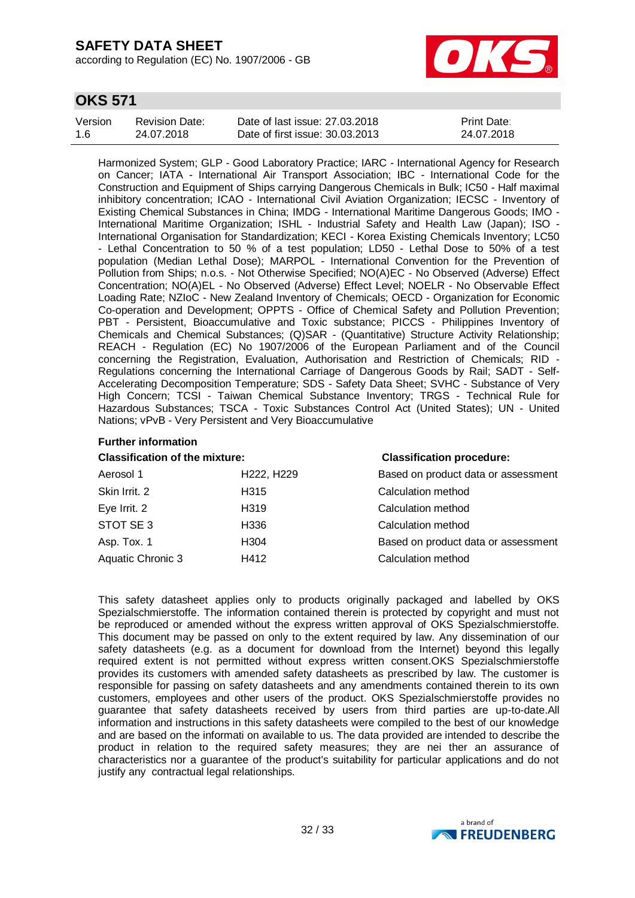Harmonized System; GLP - Good Laboratory Practice; IARC - International Agency for Research on Cancer; IATA - International Air Transport Association; IBC - International Code for the Construction and Equipment of Ships carrying Dangerous Chemicals in Bulk; IC50 - Half maximal inhibitory concentration; ICAO - International Civil Aviation Organization; IECSC - Inventory of Existing Chemical Substances in China; IMDG - International Maritime Dangerous Goods; IMO - International Maritime Organization; ISHL - Industrial Safety and Health Law (Japan); ISO - International Organisation for Standardization; KECI - Korea Existing Chemicals Inventory; LC50 - Lethal Concentration to 50 % of a test population; LD50 - Lethal Dose to 50% of a test population (Median Lethal Dose); MARPOL - International Convention for the Prevention of Pollution from Ships; n.o.s. - Not Otherwise Specified; NO(A)EC - No Observed (Adverse) Effect Concentration; NO(A)EL - No Observed (Adverse) Effect Level; NOELR - No Observable Effect Loading Rate; NZIoC - New Zealand Inventory of Chemicals; OECD - Organization for Economic Co-operation and Development; OPPTS - Office of Chemical Safety and Pollution Prevention; PBT - Persistent, Bioaccumulative and Toxic substance; PICCS - Philippines Inventory of Chemicals and Chemical Substances; (Q)SAR - (Quantitative) Structure Activity Relationship; REACH - Regulation (EC) No 1907/2006 of the European Parliament and of the Council concerning the Registration, Evaluation, Authorisation and Restriction of Chemicals; RID - Regulations concerning the International Carriage of Dangerous Goods by Rail; SADT - Self-Accelerating Decomposition Temperature; SDS - Safety Data Sheet; SVHC - Substance of Very High Concern; TCSI - Taiwan Chemical Substance Inventory; TRGS - Technical Rule for Hazardous Substances; TSCA - Toxic Substances Control Act (United States); UN - United Nations; vPvB - Very Persistent and Very Bioaccumulative

**Further information**

| **Classification of the mixture:** | | **Classification procedure:** |
|---|---|---|
| Aerosol 1 | H222, H229 | Based on product data or assessment |
| Skin Irrit. 2 | H315 | Calculation method |
| Eye Irrit. 2 | H319 | Calculation method |
| STOT SE 3 | H336 | Calculation method |
| Asp. Tox. 1 | H304 | Based on product data or assessment |
| Aquatic Chronic 3 | H412 | Calculation method |

This safety datasheet applies only to products originally packaged and labelled by OKS Spezialschmierstoffe. The information contained therein is protected by copyright and must not be reproduced or amended without the express written approval of OKS Spezialschmierstoffe. This document may be passed on only to the extent required by law. Any dissemination of our safety datasheets (e.g. as a document for download from the Internet) beyond this legally required extent is not permitted without express written consent.OKS Spezialschmierstoffe provides its customers with amended safety datasheets as prescribed by law. The customer is responsible for passing on safety datasheets and any amendments contained therein to its own customers, employees and other users of the product. OKS Spezialschmierstoffe provides no guarantee that safety datasheets received by users from third parties are up-to-date.All information and instructions in this safety datasheets were compiled to the best of our knowledge and are based on the informati on available to us. The data provided are intended to describe the product in relation to the required safety measures; they are nei ther an assurance of characteristics nor a guarantee of the product's suitability for particular applications and do not justify any contractual legal relationships.